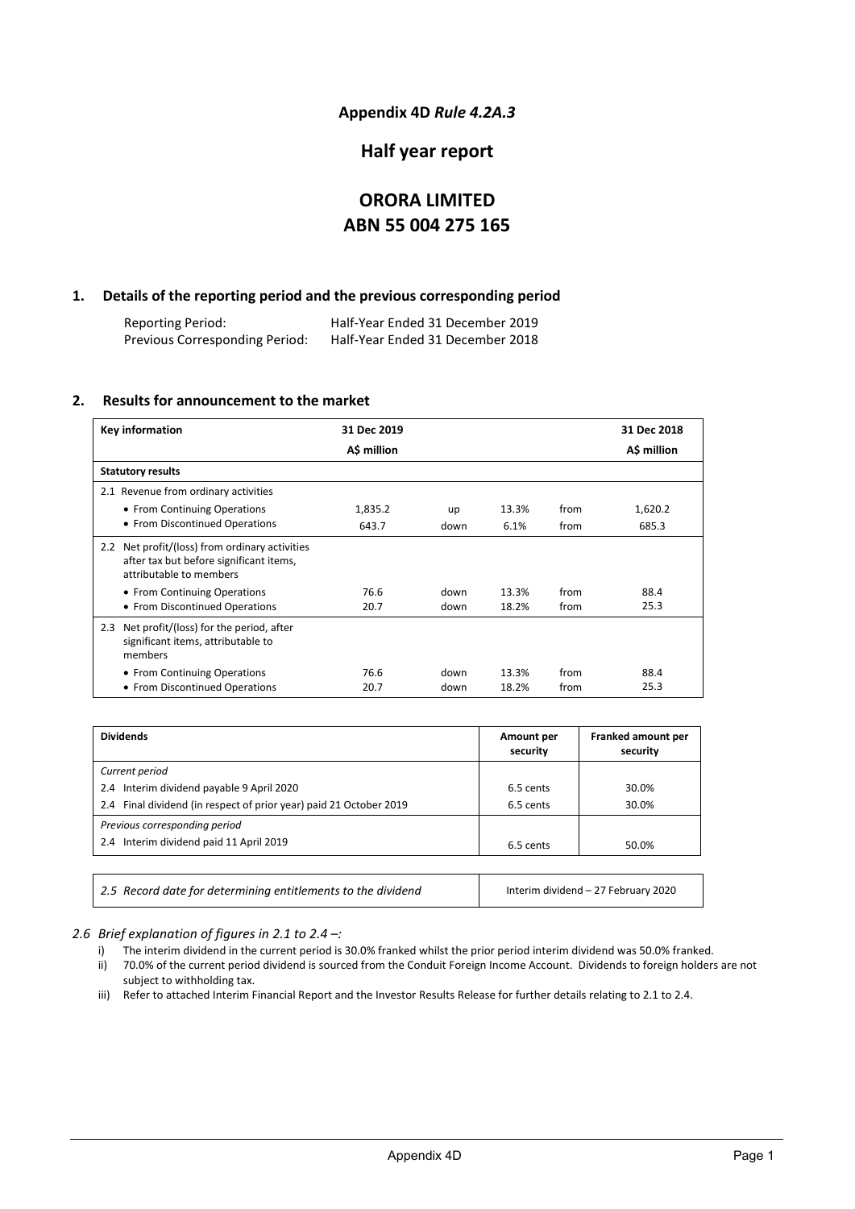**Appendix 4D** ***Rule 4.2A.3***

# Half year report

# ORORA LIMITED
# ABN 55 004 275 165

## 1. Details of the reporting period and the previous corresponding period

| | |
|---|---|
| Reporting Period: | Half-Year Ended 31 December 2019 |
| Previous Corresponding Period: | Half-Year Ended 31 December 2018 |

## 2. Results for announcement to the market

| Key information | 31 Dec 2019 A$ million | | | | 31 Dec 2018 A$ million |
|---|---|---|---|---|---|
| **Statutory results** | | | | | |
| 2.1 Revenue from ordinary activities | | | | | |
| • From Continuing Operations | 1,835.2 | up | 13.3% | from | 1,620.2 |
| • From Discontinued Operations | 643.7 | down | 6.1% | from | 685.3 |
| 2.2 Net profit/(loss) from ordinary activities after tax but before significant items, attributable to members | | | | | |
| • From Continuing Operations | 76.6 | down | 13.3% | from | 88.4 |
| • From Discontinued Operations | 20.7 | down | 18.2% | from | 25.3 |
| 2.3 Net profit/(loss) for the period, after significant items, attributable to members | | | | | |
| • From Continuing Operations | 76.6 | down | 13.3% | from | 88.4 |
| • From Discontinued Operations | 20.7 | down | 18.2% | from | 25.3 |

| Dividends | Amount per security | Franked amount per security |
|---|---|---|
| *Current period* | | |
| 2.4 Interim dividend payable 9 April 2020 | 6.5 cents | 30.0% |
| 2.4 Final dividend (in respect of prior year) paid 21 October 2019 | 6.5 cents | 30.0% |
| *Previous corresponding period* | | |
| 2.4 Interim dividend paid 11 April 2019 | 6.5 cents | 50.0% |

| | |
|---|---|
| *2.5 Record date for determining entitlements to the dividend* | Interim dividend – 27 February 2020 |

*2.6 Brief explanation of figures in 2.1 to 2.4 –:*

i) The interim dividend in the current period is 30.0% franked whilst the prior period interim dividend was 50.0% franked.
ii) 70.0% of the current period dividend is sourced from the Conduit Foreign Income Account. Dividends to foreign holders are not subject to withholding tax.
iii) Refer to attached Interim Financial Report and the Investor Results Release for further details relating to 2.1 to 2.4.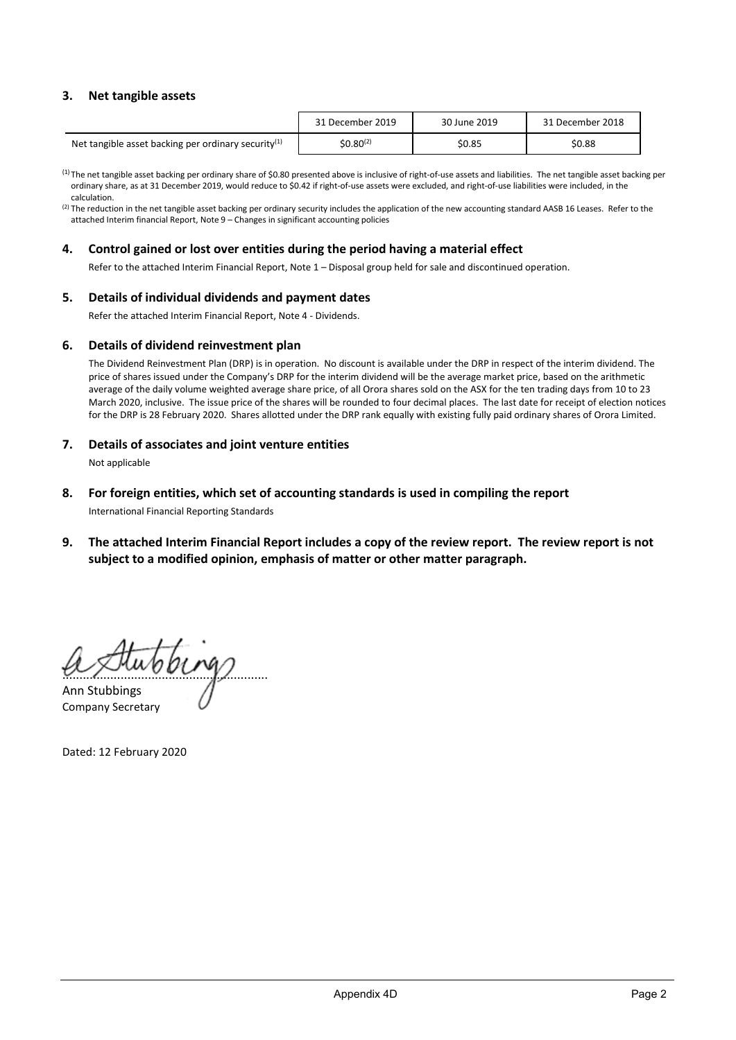## 3. Net tangible assets

| | 31 December 2019 | 30 June 2019 | 31 December 2018 |
|---|---|---|---|
| Net tangible asset backing per ordinary security[1] | $0.80[2] | $0.85 | $0.88 |

[1] The net tangible asset backing per ordinary share of $0.80 presented above is inclusive of right-of-use assets and liabilities. The net tangible asset backing per ordinary share, as at 31 December 2019, would reduce to $0.42 if right-of-use assets were excluded, and right-of-use liabilities were included, in the calculation.

[2] The reduction in the net tangible asset backing per ordinary security includes the application of the new accounting standard AASB 16 Leases. Refer to the attached Interim financial Report, Note 9 – Changes in significant accounting policies

## 4. Control gained or lost over entities during the period having a material effect

Refer to the attached Interim Financial Report, Note 1 – Disposal group held for sale and discontinued operation.

## 5. Details of individual dividends and payment dates

Refer the attached Interim Financial Report, Note 4 - Dividends.

## 6. Details of dividend reinvestment plan

The Dividend Reinvestment Plan (DRP) is in operation. No discount is available under the DRP in respect of the interim dividend. The price of shares issued under the Company's DRP for the interim dividend will be the average market price, based on the arithmetic average of the daily volume weighted average share price, of all Orora shares sold on the ASX for the ten trading days from 10 to 23 March 2020, inclusive. The issue price of the shares will be rounded to four decimal places. The last date for receipt of election notices for the DRP is 28 February 2020. Shares allotted under the DRP rank equally with existing fully paid ordinary shares of Orora Limited.

## 7. Details of associates and joint venture entities

Not applicable

## 8. For foreign entities, which set of accounting standards is used in compiling the report

International Financial Reporting Standards

## 9. The attached Interim Financial Report includes a copy of the review report. The review report is not subject to a modified opinion, emphasis of matter or other matter paragraph.

.........................................................

Ann Stubbings
Company Secretary

Dated: 12 February 2020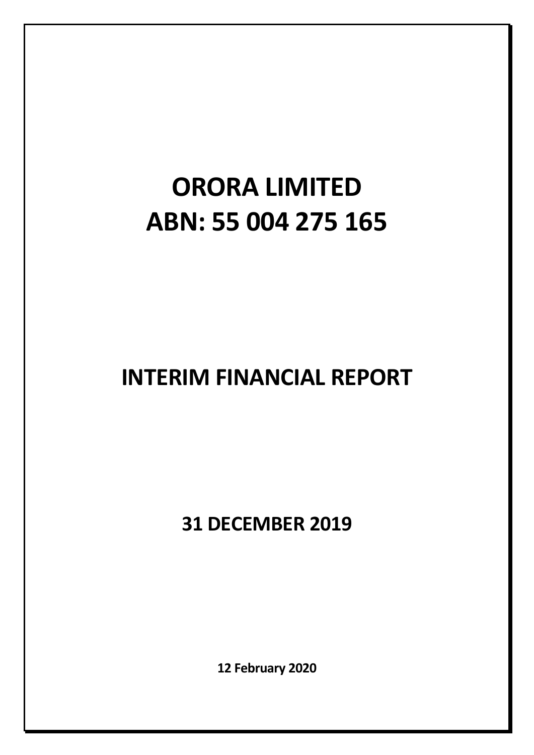# ORORA LIMITED
# ABN: 55 004 275 165

## INTERIM FINANCIAL REPORT

## 31 DECEMBER 2019

**12 February 2020**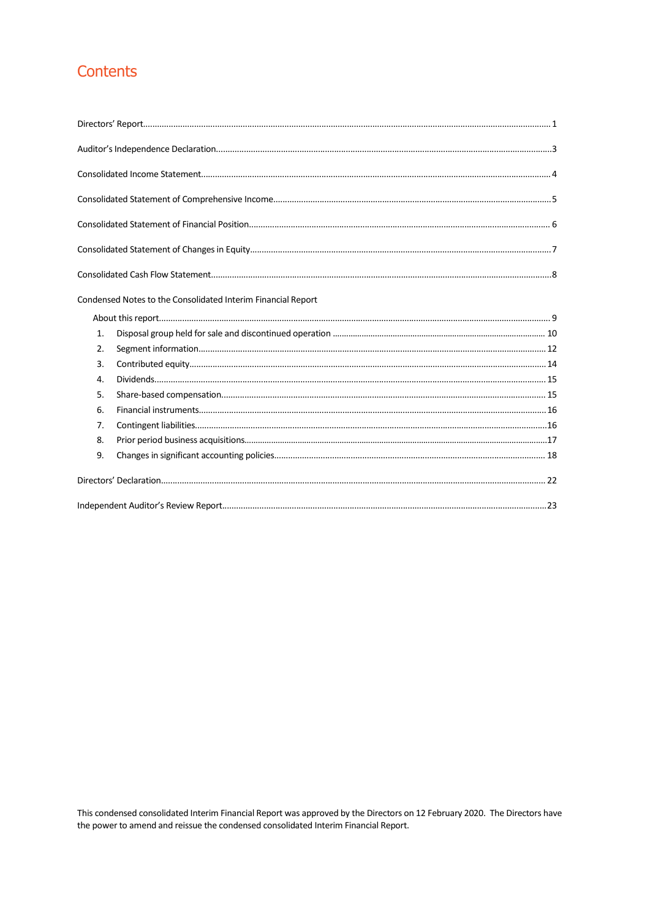# Contents

Directors' Report ........ 1

Auditor's Independence Declaration ........ 3

Consolidated Income Statement ........ 4

Consolidated Statement of Comprehensive Income ........ 5

Consolidated Statement of Financial Position ........ 6

Consolidated Statement of Changes in Equity ........ 7

Consolidated Cash Flow Statement ........ 8

Condensed Notes to the Consolidated Interim Financial Report

- About this report ........ 9
  1. Disposal group held for sale and discontinued operation ........ 10
  2. Segment information ........ 12
  3. Contributed equity ........ 14
  4. Dividends ........ 15
  5. Share-based compensation ........ 15
  6. Financial instruments ........ 16
  7. Contingent liabilities ........ 16
  8. Prior period business acquisitions ........ 17
  9. Changes in significant accounting policies ........ 18

Directors' Declaration ........ 22

Independent Auditor's Review Report ........ 23

This condensed consolidated Interim Financial Report was approved by the Directors on 12 February 2020. The Directors have the power to amend and reissue the condensed consolidated Interim Financial Report.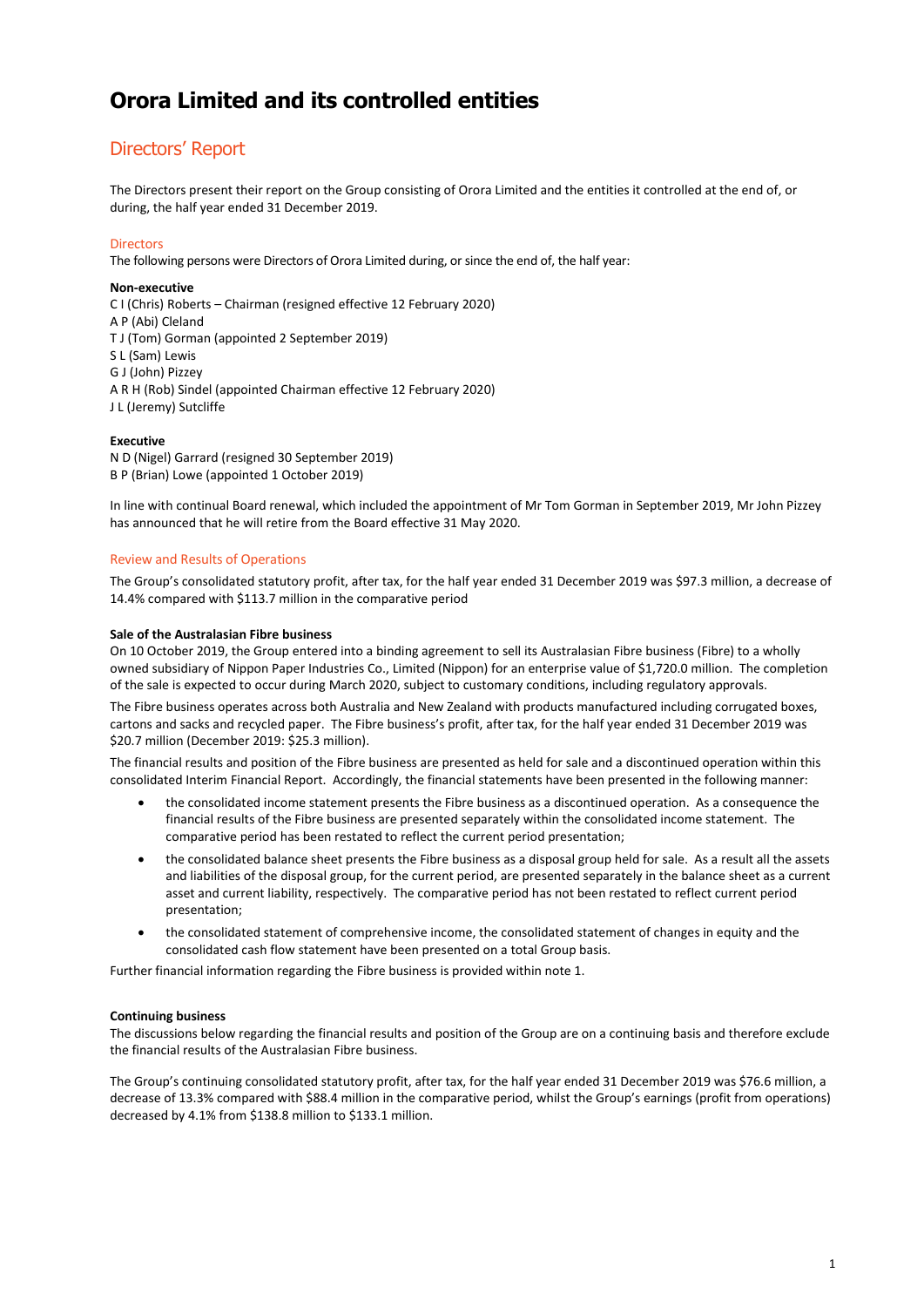# Orora Limited and its controlled entities

## Directors' Report

The Directors present their report on the Group consisting of Orora Limited and the entities it controlled at the end of, or during, the half year ended 31 December 2019.

### Directors

The following persons were Directors of Orora Limited during, or since the end of, the half year:

**Non-executive**

C I (Chris) Roberts – Chairman (resigned effective 12 February 2020)
A P (Abi) Cleland
T J (Tom) Gorman (appointed 2 September 2019)
S L (Sam) Lewis
G J (John) Pizzey
A R H (Rob) Sindel (appointed Chairman effective 12 February 2020)
J L (Jeremy) Sutcliffe

**Executive**

N D (Nigel) Garrard (resigned 30 September 2019)
B P (Brian) Lowe (appointed 1 October 2019)

In line with continual Board renewal, which included the appointment of Mr Tom Gorman in September 2019, Mr John Pizzey has announced that he will retire from the Board effective 31 May 2020.

### Review and Results of Operations

The Group's consolidated statutory profit, after tax, for the half year ended 31 December 2019 was $97.3 million, a decrease of 14.4% compared with $113.7 million in the comparative period

**Sale of the Australasian Fibre business**

On 10 October 2019, the Group entered into a binding agreement to sell its Australasian Fibre business (Fibre) to a wholly owned subsidiary of Nippon Paper Industries Co., Limited (Nippon) for an enterprise value of $1,720.0 million. The completion of the sale is expected to occur during March 2020, subject to customary conditions, including regulatory approvals.

The Fibre business operates across both Australia and New Zealand with products manufactured including corrugated boxes, cartons and sacks and recycled paper. The Fibre business's profit, after tax, for the half year ended 31 December 2019 was $20.7 million (December 2019: $25.3 million).

The financial results and position of the Fibre business are presented as held for sale and a discontinued operation within this consolidated Interim Financial Report. Accordingly, the financial statements have been presented in the following manner:

- the consolidated income statement presents the Fibre business as a discontinued operation. As a consequence the financial results of the Fibre business are presented separately within the consolidated income statement. The comparative period has been restated to reflect the current period presentation;
- the consolidated balance sheet presents the Fibre business as a disposal group held for sale. As a result all the assets and liabilities of the disposal group, for the current period, are presented separately in the balance sheet as a current asset and current liability, respectively. The comparative period has not been restated to reflect current period presentation;
- the consolidated statement of comprehensive income, the consolidated statement of changes in equity and the consolidated cash flow statement have been presented on a total Group basis.

Further financial information regarding the Fibre business is provided within note 1.

**Continuing business**

The discussions below regarding the financial results and position of the Group are on a continuing basis and therefore exclude the financial results of the Australasian Fibre business.

The Group's continuing consolidated statutory profit, after tax, for the half year ended 31 December 2019 was $76.6 million, a decrease of 13.3% compared with $88.4 million in the comparative period, whilst the Group's earnings (profit from operations) decreased by 4.1% from $138.8 million to $133.1 million.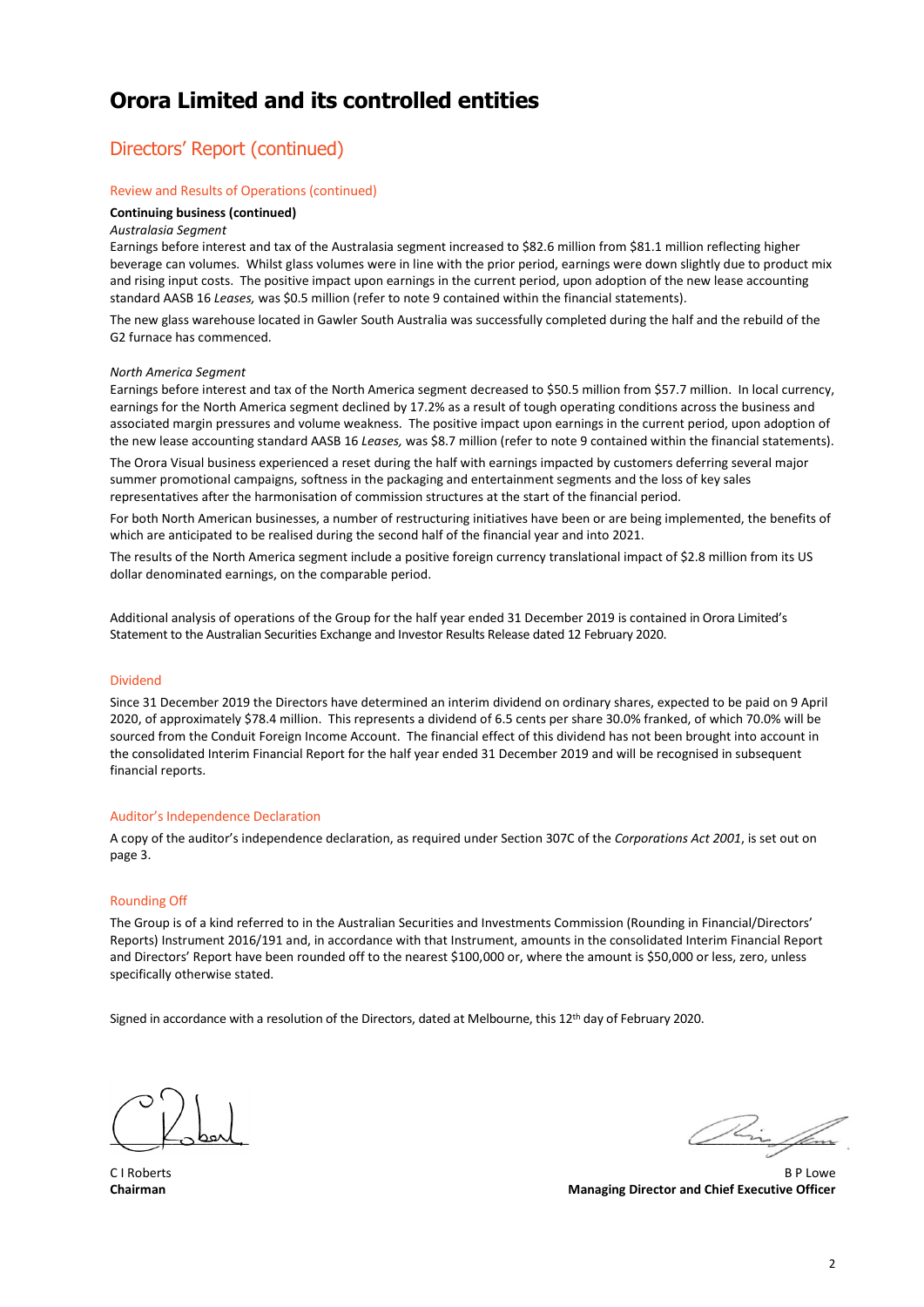# Orora Limited and its controlled entities

## Directors' Report (continued)

### Review and Results of Operations (continued)

**Continuing business (continued)**

*Australasia Segment*

Earnings before interest and tax of the Australasia segment increased to $82.6 million from $81.1 million reflecting higher beverage can volumes. Whilst glass volumes were in line with the prior period, earnings were down slightly due to product mix and rising input costs. The positive impact upon earnings in the current period, upon adoption of the new lease accounting standard AASB 16 *Leases,* was $0.5 million (refer to note 9 contained within the financial statements).

The new glass warehouse located in Gawler South Australia was successfully completed during the half and the rebuild of the G2 furnace has commenced.

*North America Segment*

Earnings before interest and tax of the North America segment decreased to $50.5 million from $57.7 million. In local currency, earnings for the North America segment declined by 17.2% as a result of tough operating conditions across the business and associated margin pressures and volume weakness. The positive impact upon earnings in the current period, upon adoption of the new lease accounting standard AASB 16 *Leases,* was $8.7 million (refer to note 9 contained within the financial statements).

The Orora Visual business experienced a reset during the half with earnings impacted by customers deferring several major summer promotional campaigns, softness in the packaging and entertainment segments and the loss of key sales representatives after the harmonisation of commission structures at the start of the financial period.

For both North American businesses, a number of restructuring initiatives have been or are being implemented, the benefits of which are anticipated to be realised during the second half of the financial year and into 2021.

The results of the North America segment include a positive foreign currency translational impact of $2.8 million from its US dollar denominated earnings, on the comparable period.

Additional analysis of operations of the Group for the half year ended 31 December 2019 is contained in Orora Limited's Statement to the Australian Securities Exchange and Investor Results Release dated 12 February 2020.

### Dividend

Since 31 December 2019 the Directors have determined an interim dividend on ordinary shares, expected to be paid on 9 April 2020, of approximately $78.4 million. This represents a dividend of 6.5 cents per share 30.0% franked, of which 70.0% will be sourced from the Conduit Foreign Income Account. The financial effect of this dividend has not been brought into account in the consolidated Interim Financial Report for the half year ended 31 December 2019 and will be recognised in subsequent financial reports.

### Auditor's Independence Declaration

A copy of the auditor's independence declaration, as required under Section 307C of the *Corporations Act 2001*, is set out on page 3.

### Rounding Off

The Group is of a kind referred to in the Australian Securities and Investments Commission (Rounding in Financial/Directors' Reports) Instrument 2016/191 and, in accordance with that Instrument, amounts in the consolidated Interim Financial Report and Directors' Report have been rounded off to the nearest $100,000 or, where the amount is $50,000 or less, zero, unless specifically otherwise stated.

Signed in accordance with a resolution of the Directors, dated at Melbourne, this 12th day of February 2020.

C I Roberts
**Chairman**

B P Lowe
**Managing Director and Chief Executive Officer**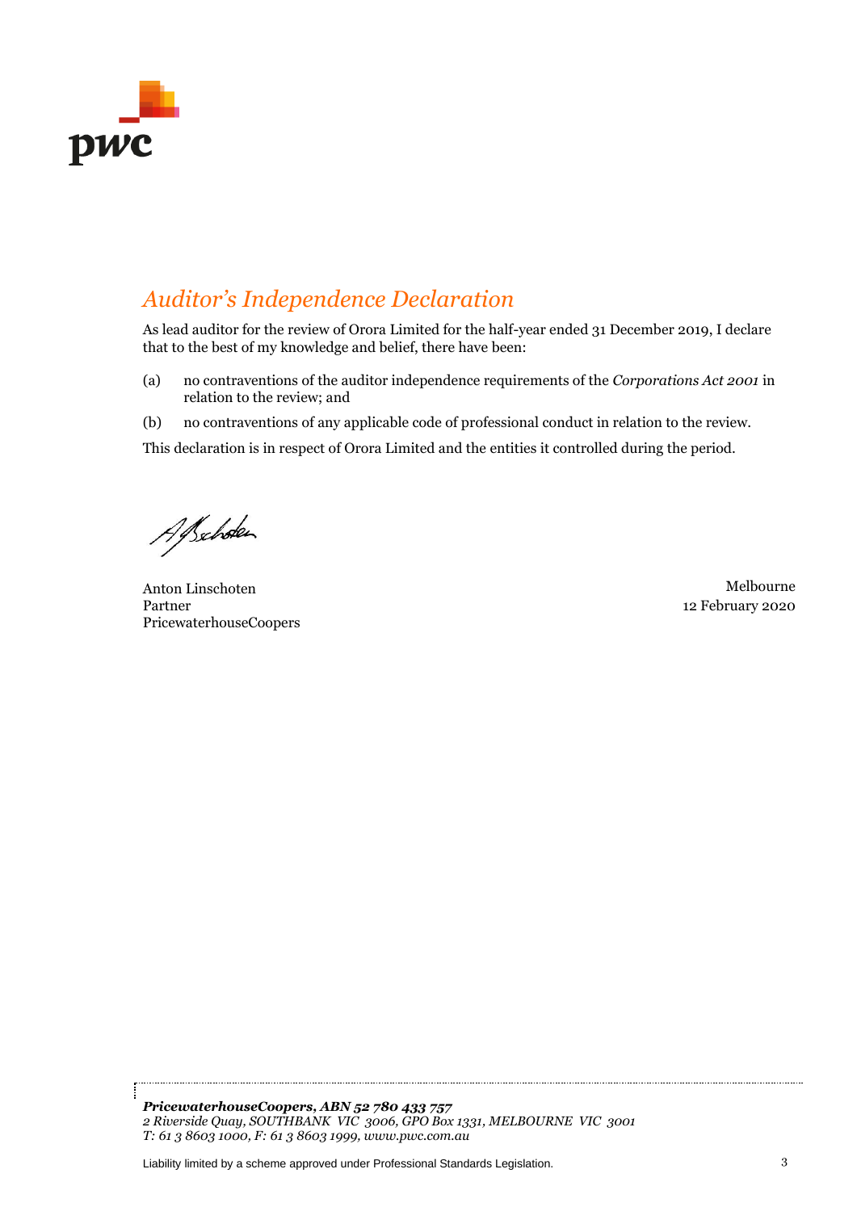pwc

# *Auditor's Independence Declaration*

As lead auditor for the review of Orora Limited for the half-year ended 31 December 2019, I declare that to the best of my knowledge and belief, there have been:

(a) no contraventions of the auditor independence requirements of the *Corporations Act 2001* in relation to the review; and

(b) no contraventions of any applicable code of professional conduct in relation to the review.

This declaration is in respect of Orora Limited and the entities it controlled during the period.

Anton Linschoten
Partner
PricewaterhouseCoopers

Melbourne
12 February 2020

***PricewaterhouseCoopers, ABN 52 780 433 757***
*2 Riverside Quay, SOUTHBANK VIC 3006, GPO Box 1331, MELBOURNE VIC 3001*
*T: 61 3 8603 1000, F: 61 3 8603 1999, www.pwc.com.au*

Liability limited by a scheme approved under Professional Standards Legislation.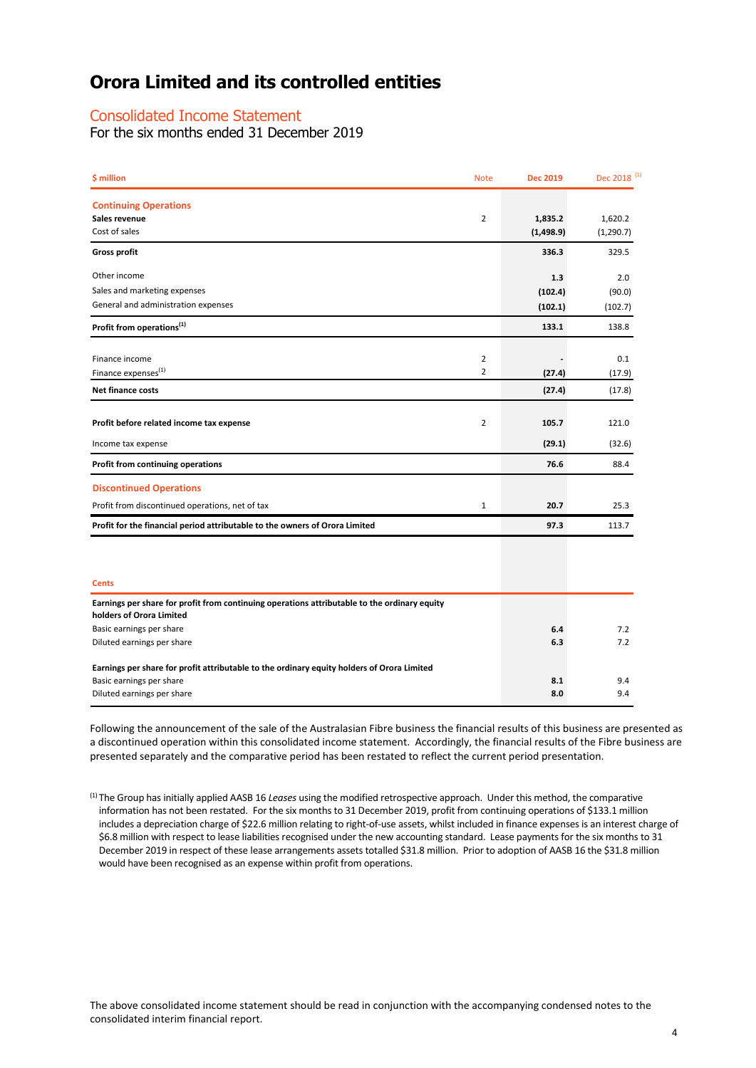# Orora Limited and its controlled entities

## Consolidated Income Statement

For the six months ended 31 December 2019

| $ million | Note | Dec 2019 | Dec 2018 [(1)] |
|---|---|---|---|
| **Continuing Operations** | | | |
| **Sales revenue** | 2 | **1,835.2** | 1,620.2 |
| Cost of sales | | **(1,498.9)** | (1,290.7) |
| **Gross profit** | | **336.3** | 329.5 |
| Other income | | **1.3** | 2.0 |
| Sales and marketing expenses | | **(102.4)** | (90.0) |
| General and administration expenses | | **(102.1)** | (102.7) |
| **Profit from operations[(1)]** | | **133.1** | 138.8 |
| Finance income | 2 | **-** | 0.1 |
| Finance expenses[(1)] | 2 | **(27.4)** | (17.9) |
| **Net finance costs** | | **(27.4)** | (17.8) |
| **Profit before related income tax expense** | 2 | **105.7** | 121.0 |
| Income tax expense | | **(29.1)** | (32.6) |
| **Profit from continuing operations** | | **76.6** | 88.4 |
| **Discontinued Operations** | | | |
| Profit from discontinued operations, net of tax | 1 | **20.7** | 25.3 |
| **Profit for the financial period attributable to the owners of Orora Limited** | | **97.3** | 113.7 |

| Cents | | |
|---|---|---|
| **Earnings per share for profit from continuing operations attributable to the ordinary equity holders of Orora Limited** | | |
| Basic earnings per share | **6.4** | 7.2 |
| Diluted earnings per share | **6.3** | 7.2 |
| **Earnings per share for profit attributable to the ordinary equity holders of Orora Limited** | | |
| Basic earnings per share | **8.1** | 9.4 |
| Diluted earnings per share | **8.0** | 9.4 |

Following the announcement of the sale of the Australasian Fibre business the financial results of this business are presented as a discontinued operation within this consolidated income statement. Accordingly, the financial results of the Fibre business are presented separately and the comparative period has been restated to reflect the current period presentation.

(1) The Group has initially applied AASB 16 *Leases* using the modified retrospective approach. Under this method, the comparative information has not been restated. For the six months to 31 December 2019, profit from continuing operations of $133.1 million includes a depreciation charge of $22.6 million relating to right-of-use assets, whilst included in finance expenses is an interest charge of $6.8 million with respect to lease liabilities recognised under the new accounting standard. Lease payments for the six months to 31 December 2019 in respect of these lease arrangements assets totalled $31.8 million. Prior to adoption of AASB 16 the $31.8 million would have been recognised as an expense within profit from operations.

The above consolidated income statement should be read in conjunction with the accompanying condensed notes to the consolidated interim financial report.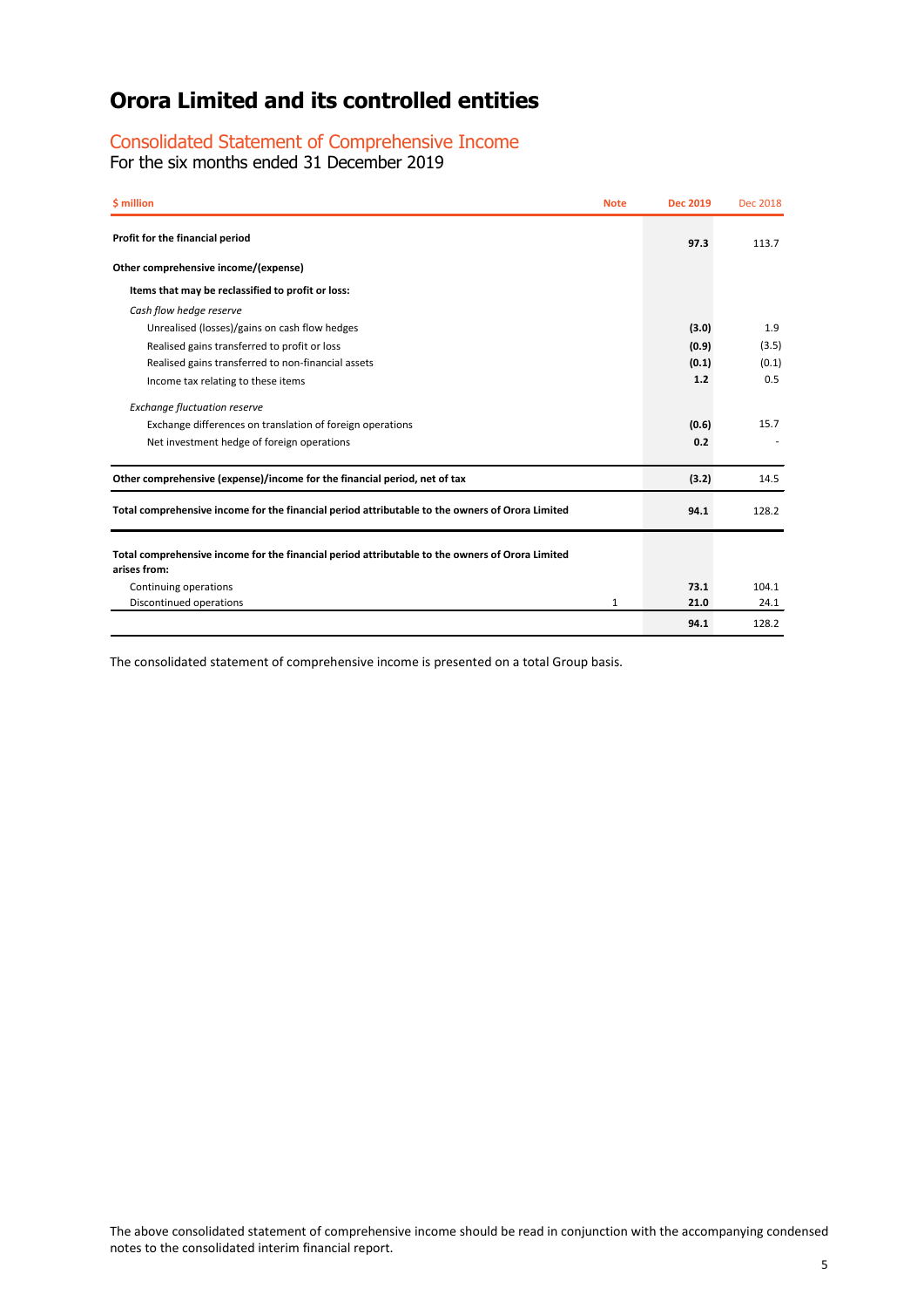# Orora Limited and its controlled entities

## Consolidated Statement of Comprehensive Income

For the six months ended 31 December 2019

| $ million | Note | Dec 2019 | Dec 2018 |
|---|---|---|---|
| **Profit for the financial period** | | **97.3** | 113.7 |
| **Other comprehensive income/(expense)** | | | |
| **Items that may be reclassified to profit or loss:** | | | |
| *Cash flow hedge reserve* | | | |
| Unrealised (losses)/gains on cash flow hedges | | **(3.0)** | 1.9 |
| Realised gains transferred to profit or loss | | **(0.9)** | (3.5) |
| Realised gains transferred to non-financial assets | | **(0.1)** | (0.1) |
| Income tax relating to these items | | **1.2** | 0.5 |
| *Exchange fluctuation reserve* | | | |
| Exchange differences on translation of foreign operations | | **(0.6)** | 15.7 |
| Net investment hedge of foreign operations | | **0.2** | - |
| **Other comprehensive (expense)/income for the financial period, net of tax** | | **(3.2)** | 14.5 |
| **Total comprehensive income for the financial period attributable to the owners of Orora Limited** | | **94.1** | 128.2 |
| **Total comprehensive income for the financial period attributable to the owners of Orora Limited arises from:** | | | |
| Continuing operations | | **73.1** | 104.1 |
| Discontinued operations | 1 | **21.0** | 24.1 |
| | | **94.1** | 128.2 |

The consolidated statement of comprehensive income is presented on a total Group basis.

The above consolidated statement of comprehensive income should be read in conjunction with the accompanying condensed notes to the consolidated interim financial report.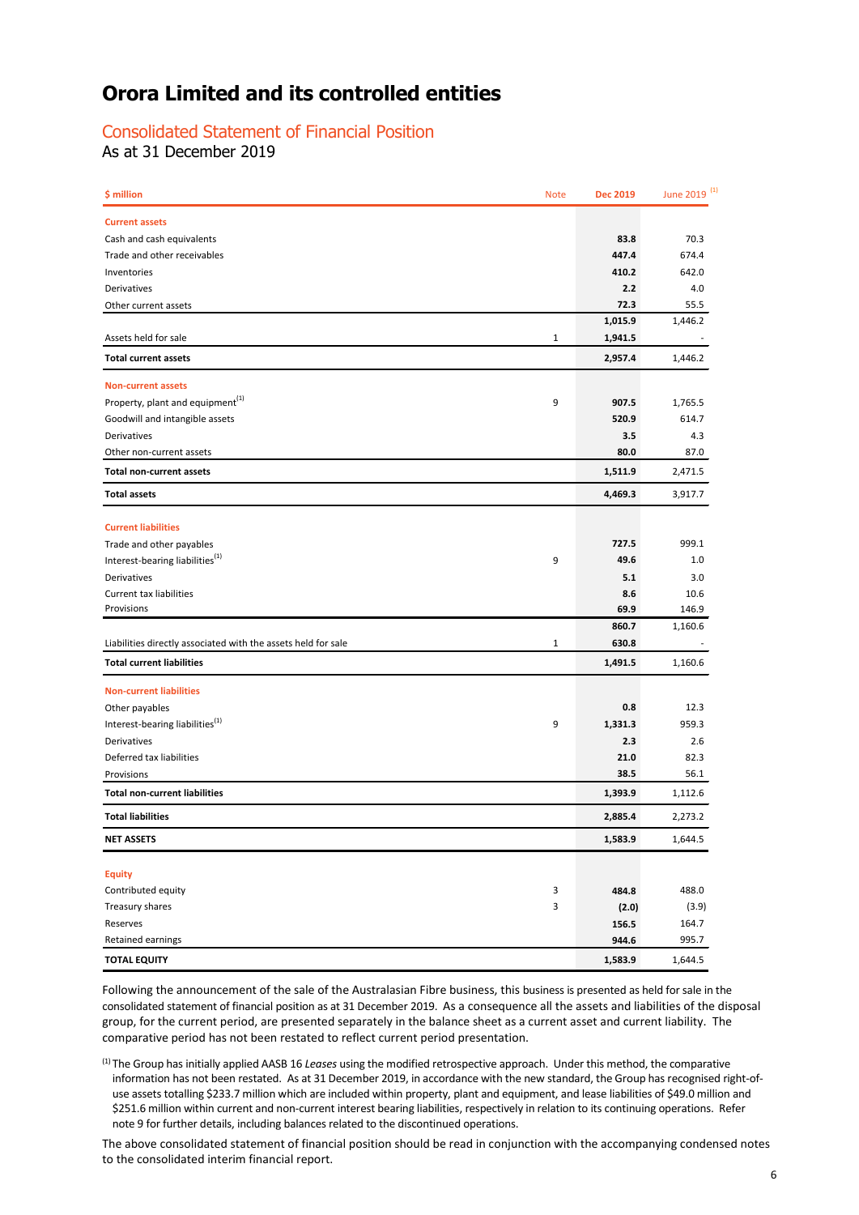# Orora Limited and its controlled entities

## Consolidated Statement of Financial Position

As at 31 December 2019

| $ million | Note | Dec 2019 | June 2019 [1] |
|---|---|---|---|
| **Current assets** | | | |
| Cash and cash equivalents | | **83.8** | 70.3 |
| Trade and other receivables | | **447.4** | 674.4 |
| Inventories | | **410.2** | 642.0 |
| Derivatives | | **2.2** | 4.0 |
| Other current assets | | **72.3** | 55.5 |
| | | **1,015.9** | 1,446.2 |
| Assets held for sale | 1 | **1,941.5** | - |
| **Total current assets** | | **2,957.4** | 1,446.2 |
| **Non-current assets** | | | |
| Property, plant and equipment[1] | 9 | **907.5** | 1,765.5 |
| Goodwill and intangible assets | | **520.9** | 614.7 |
| Derivatives | | **3.5** | 4.3 |
| Other non-current assets | | **80.0** | 87.0 |
| **Total non-current assets** | | **1,511.9** | 2,471.5 |
| **Total assets** | | **4,469.3** | 3,917.7 |
| **Current liabilities** | | | |
| Trade and other payables | | **727.5** | 999.1 |
| Interest-bearing liabilities[1] | 9 | **49.6** | 1.0 |
| Derivatives | | **5.1** | 3.0 |
| Current tax liabilities | | **8.6** | 10.6 |
| Provisions | | **69.9** | 146.9 |
| | | **860.7** | 1,160.6 |
| Liabilities directly associated with the assets held for sale | 1 | **630.8** | - |
| **Total current liabilities** | | **1,491.5** | 1,160.6 |
| **Non-current liabilities** | | | |
| Other payables | | **0.8** | 12.3 |
| Interest-bearing liabilities[1] | 9 | **1,331.3** | 959.3 |
| Derivatives | | **2.3** | 2.6 |
| Deferred tax liabilities | | **21.0** | 82.3 |
| Provisions | | **38.5** | 56.1 |
| **Total non-current liabilities** | | **1,393.9** | 1,112.6 |
| **Total liabilities** | | **2,885.4** | 2,273.2 |
| **NET ASSETS** | | **1,583.9** | 1,644.5 |
| **Equity** | | | |
| Contributed equity | 3 | **484.8** | 488.0 |
| Treasury shares | 3 | **(2.0)** | (3.9) |
| Reserves | | **156.5** | 164.7 |
| Retained earnings | | **944.6** | 995.7 |
| **TOTAL EQUITY** | | **1,583.9** | 1,644.5 |

Following the announcement of the sale of the Australasian Fibre business, this business is presented as held for sale in the consolidated statement of financial position as at 31 December 2019. As a consequence all the assets and liabilities of the disposal group, for the current period, are presented separately in the balance sheet as a current asset and current liability. The comparative period has not been restated to reflect current period presentation.

[1] The Group has initially applied AASB 16 *Leases* using the modified retrospective approach. Under this method, the comparative information has not been restated. As at 31 December 2019, in accordance with the new standard, the Group has recognised right-of-use assets totalling $233.7 million which are included within property, plant and equipment, and lease liabilities of $49.0 million and $251.6 million within current and non-current interest bearing liabilities, respectively in relation to its continuing operations. Refer note 9 for further details, including balances related to the discontinued operations.

The above consolidated statement of financial position should be read in conjunction with the accompanying condensed notes to the consolidated interim financial report.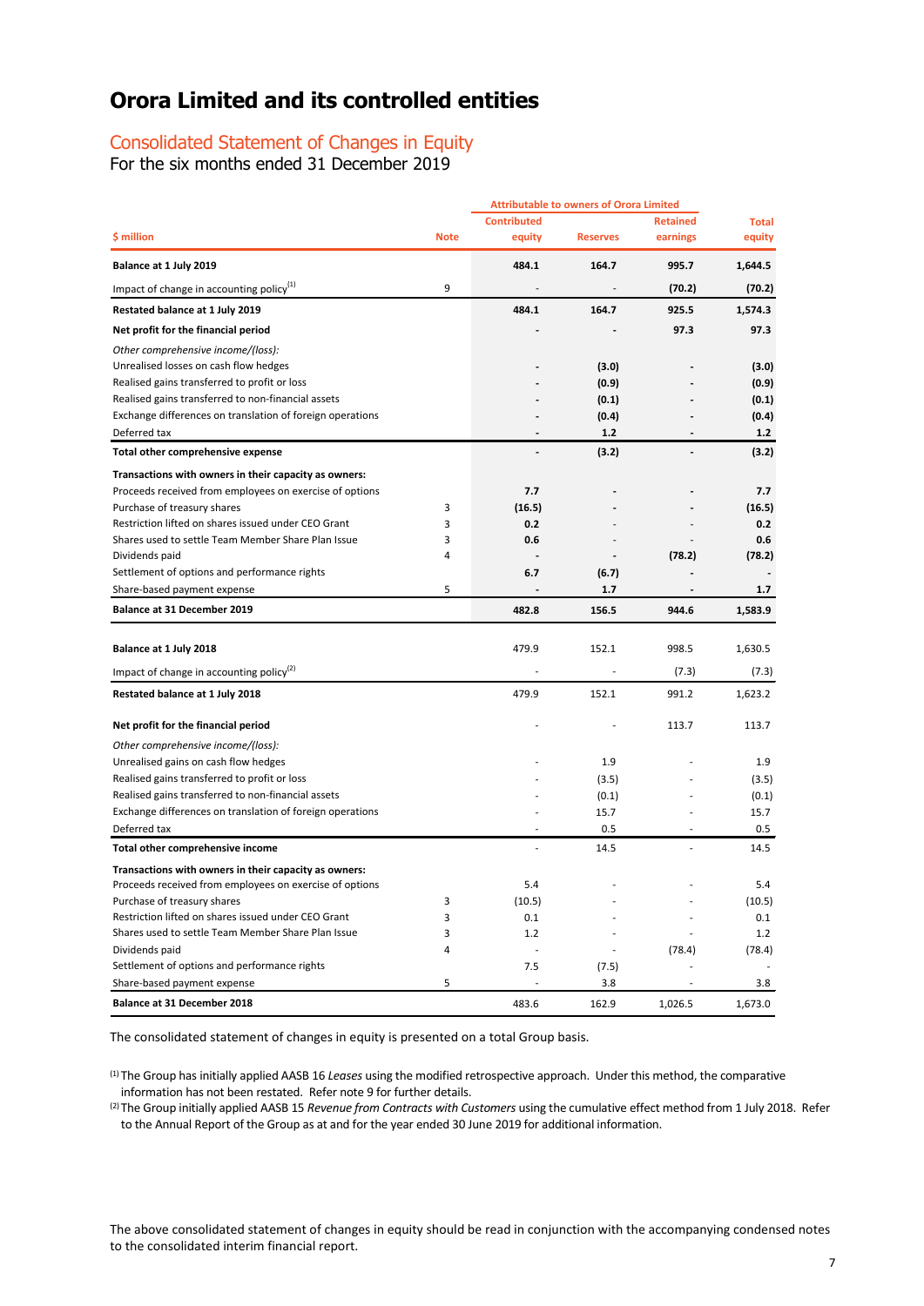# Orora Limited and its controlled entities

## Consolidated Statement of Changes in Equity

For the six months ended 31 December 2019

| | | Attributable to owners of Orora Limited | | | |
|---|---|---|---|---|---|
| **$ million** | **Note** | **Contributed equity** | **Reserves** | **Retained earnings** | **Total equity** |
| **Balance at 1 July 2019** | | **484.1** | **164.7** | **995.7** | **1,644.5** |
| Impact of change in accounting policy[(1)] | 9 | - | - | **(70.2)** | **(70.2)** |
| **Restated balance at 1 July 2019** | | **484.1** | **164.7** | **925.5** | **1,574.3** |
| **Net profit for the financial period** | | **-** | **-** | **97.3** | **97.3** |
| *Other comprehensive income/(loss):* | | | | | |
| Unrealised losses on cash flow hedges | | **-** | **(3.0)** | **-** | **(3.0)** |
| Realised gains transferred to profit or loss | | **-** | **(0.9)** | **-** | **(0.9)** |
| Realised gains transferred to non-financial assets | | **-** | **(0.1)** | **-** | **(0.1)** |
| Exchange differences on translation of foreign operations | | **-** | **(0.4)** | **-** | **(0.4)** |
| Deferred tax | | **-** | **1.2** | **-** | **1.2** |
| **Total other comprehensive expense** | | **-** | **(3.2)** | **-** | **(3.2)** |
| **Transactions with owners in their capacity as owners:** | | | | | |
| Proceeds received from employees on exercise of options | | **7.7** | **-** | **-** | **7.7** |
| Purchase of treasury shares | 3 | **(16.5)** | **-** | **-** | **(16.5)** |
| Restriction lifted on shares issued under CEO Grant | 3 | **0.2** | - | - | **0.2** |
| Shares used to settle Team Member Share Plan Issue | 3 | **0.6** | - | - | **0.6** |
| Dividends paid | 4 | **-** | **-** | **(78.2)** | **(78.2)** |
| Settlement of options and performance rights | | **6.7** | **(6.7)** | **-** | **-** |
| Share-based payment expense | 5 | **-** | **1.7** | **-** | **1.7** |
| **Balance at 31 December 2019** | | **482.8** | **156.5** | **944.6** | **1,583.9** |
| | | | | | |
| **Balance at 1 July 2018** | | 479.9 | 152.1 | 998.5 | 1,630.5 |
| Impact of change in accounting policy[(2)] | | - | - | (7.3) | (7.3) |
| **Restated balance at 1 July 2018** | | 479.9 | 152.1 | 991.2 | 1,623.2 |
| **Net profit for the financial period** | | - | - | 113.7 | 113.7 |
| *Other comprehensive income/(loss):* | | | | | |
| Unrealised gains on cash flow hedges | | - | 1.9 | - | 1.9 |
| Realised gains transferred to profit or loss | | - | (3.5) | - | (3.5) |
| Realised gains transferred to non-financial assets | | - | (0.1) | - | (0.1) |
| Exchange differences on translation of foreign operations | | - | 15.7 | - | 15.7 |
| Deferred tax | | - | 0.5 | - | 0.5 |
| **Total other comprehensive income** | | - | 14.5 | - | 14.5 |
| **Transactions with owners in their capacity as owners:** | | | | | |
| Proceeds received from employees on exercise of options | | 5.4 | - | - | 5.4 |
| Purchase of treasury shares | 3 | (10.5) | - | - | (10.5) |
| Restriction lifted on shares issued under CEO Grant | 3 | 0.1 | - | - | 0.1 |
| Shares used to settle Team Member Share Plan Issue | 3 | 1.2 | - | - | 1.2 |
| Dividends paid | 4 | - | - | (78.4) | (78.4) |
| Settlement of options and performance rights | | 7.5 | (7.5) | - | - |
| Share-based payment expense | 5 | - | 3.8 | - | 3.8 |
| **Balance at 31 December 2018** | | 483.6 | 162.9 | 1,026.5 | 1,673.0 |

The consolidated statement of changes in equity is presented on a total Group basis.

(1) The Group has initially applied AASB 16 *Leases* using the modified retrospective approach. Under this method, the comparative information has not been restated. Refer note 9 for further details.

(2) The Group initially applied AASB 15 *Revenue from Contracts with Customers* using the cumulative effect method from 1 July 2018. Refer to the Annual Report of the Group as at and for the year ended 30 June 2019 for additional information.

The above consolidated statement of changes in equity should be read in conjunction with the accompanying condensed notes to the consolidated interim financial report.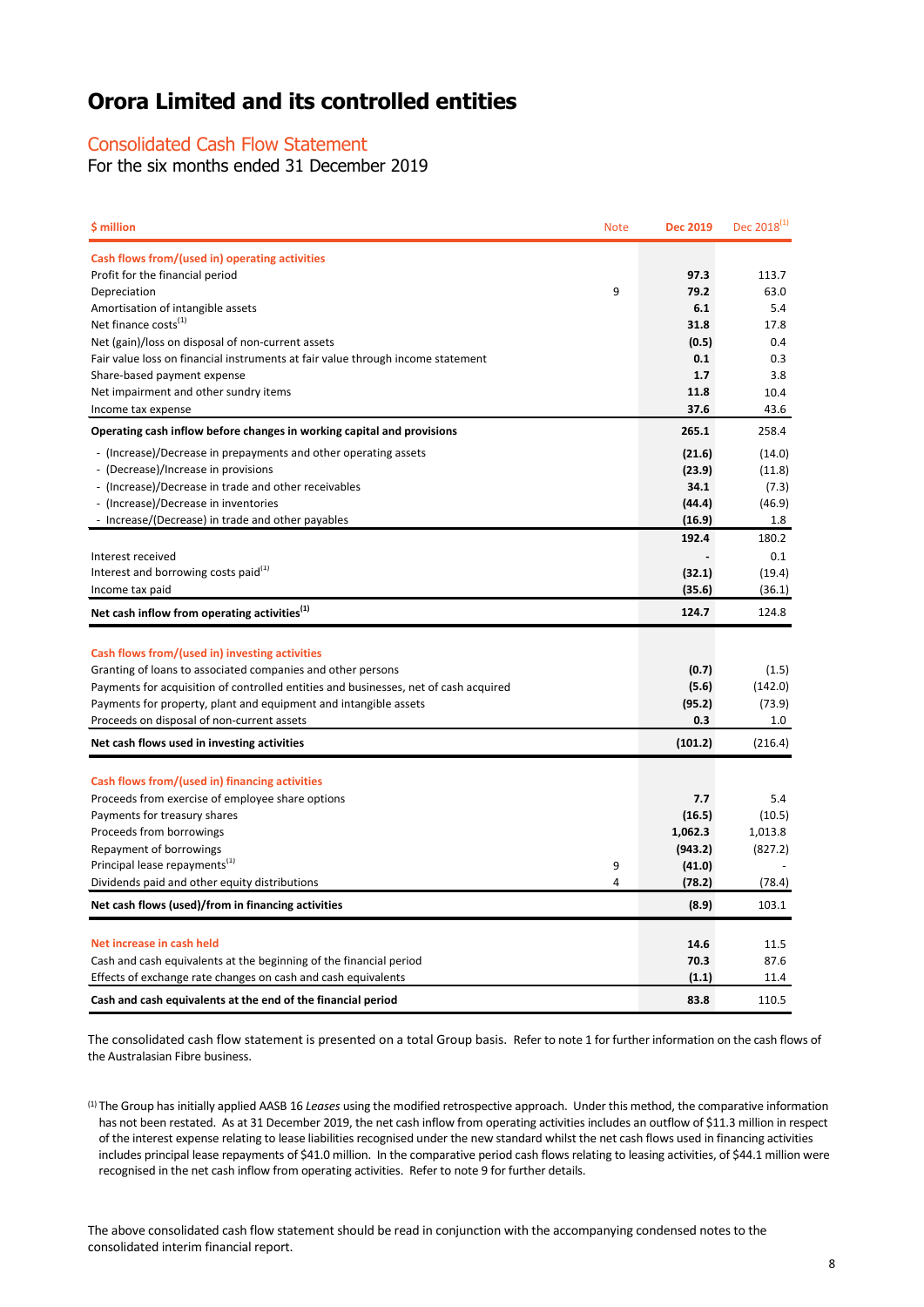# Orora Limited and its controlled entities

## Consolidated Cash Flow Statement

For the six months ended 31 December 2019

| $ million | Note | Dec 2019 | Dec 2018[1] |
|---|---|---|---|
| **Cash flows from/(used in) operating activities** | | | |
| Profit for the financial period | | **97.3** | 113.7 |
| Depreciation | 9 | **79.2** | 63.0 |
| Amortisation of intangible assets | | **6.1** | 5.4 |
| Net finance costs[1] | | **31.8** | 17.8 |
| Net (gain)/loss on disposal of non-current assets | | **(0.5)** | 0.4 |
| Fair value loss on financial instruments at fair value through income statement | | **0.1** | 0.3 |
| Share-based payment expense | | **1.7** | 3.8 |
| Net impairment and other sundry items | | **11.8** | 10.4 |
| Income tax expense | | **37.6** | 43.6 |
| **Operating cash inflow before changes in working capital and provisions** | | **265.1** | 258.4 |
| - (Increase)/Decrease in prepayments and other operating assets | | **(21.6)** | (14.0) |
| - (Decrease)/Increase in provisions | | **(23.9)** | (11.8) |
| - (Increase)/Decrease in trade and other receivables | | **34.1** | (7.3) |
| - (Increase)/Decrease in inventories | | **(44.4)** | (46.9) |
| - Increase/(Decrease) in trade and other payables | | **(16.9)** | 1.8 |
| | | **192.4** | 180.2 |
| Interest received | | **-** | 0.1 |
| Interest and borrowing costs paid[1] | | **(32.1)** | (19.4) |
| Income tax paid | | **(35.6)** | (36.1) |
| **Net cash inflow from operating activities[1]** | | **124.7** | 124.8 |
| **Cash flows from/(used in) investing activities** | | | |
| Granting of loans to associated companies and other persons | | **(0.7)** | (1.5) |
| Payments for acquisition of controlled entities and businesses, net of cash acquired | | **(5.6)** | (142.0) |
| Payments for property, plant and equipment and intangible assets | | **(95.2)** | (73.9) |
| Proceeds on disposal of non-current assets | | **0.3** | 1.0 |
| **Net cash flows used in investing activities** | | **(101.2)** | (216.4) |
| **Cash flows from/(used in) financing activities** | | | |
| Proceeds from exercise of employee share options | | **7.7** | 5.4 |
| Payments for treasury shares | | **(16.5)** | (10.5) |
| Proceeds from borrowings | | **1,062.3** | 1,013.8 |
| Repayment of borrowings | | **(943.2)** | (827.2) |
| Principal lease repayments[1] | 9 | **(41.0)** | - |
| Dividends paid and other equity distributions | 4 | **(78.2)** | (78.4) |
| **Net cash flows (used)/from in financing activities** | | **(8.9)** | 103.1 |
| **Net increase in cash held** | | **14.6** | 11.5 |
| Cash and cash equivalents at the beginning of the financial period | | **70.3** | 87.6 |
| Effects of exchange rate changes on cash and cash equivalents | | **(1.1)** | 11.4 |
| **Cash and cash equivalents at the end of the financial period** | | **83.8** | 110.5 |

The consolidated cash flow statement is presented on a total Group basis. Refer to note 1 for further information on the cash flows of the Australasian Fibre business.

[1] The Group has initially applied AASB 16 *Leases* using the modified retrospective approach. Under this method, the comparative information has not been restated. As at 31 December 2019, the net cash inflow from operating activities includes an outflow of $11.3 million in respect of the interest expense relating to lease liabilities recognised under the new standard whilst the net cash flows used in financing activities includes principal lease repayments of $41.0 million. In the comparative period cash flows relating to leasing activities, of $44.1 million were recognised in the net cash inflow from operating activities. Refer to note 9 for further details.

The above consolidated cash flow statement should be read in conjunction with the accompanying condensed notes to the consolidated interim financial report.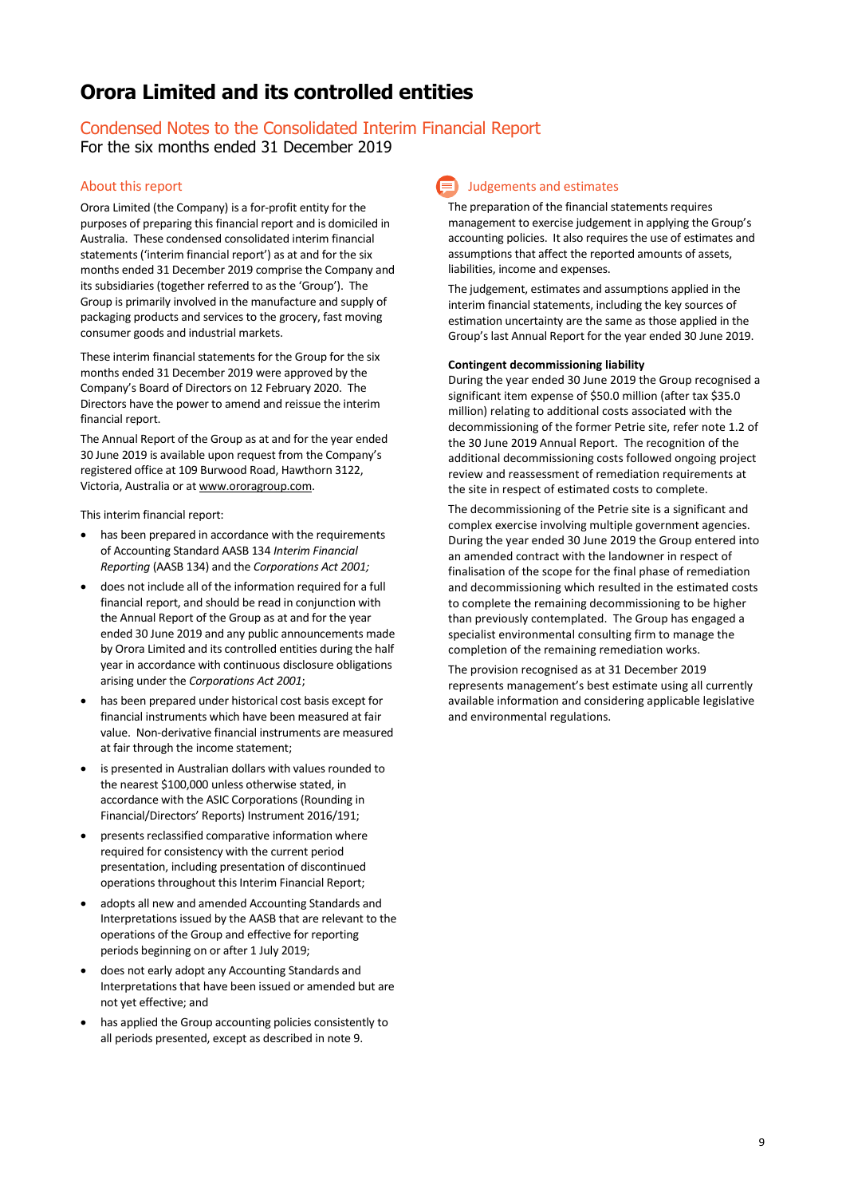# Orora Limited and its controlled entities

## Condensed Notes to the Consolidated Interim Financial Report

For the six months ended 31 December 2019

### About this report

Orora Limited (the Company) is a for-profit entity for the purposes of preparing this financial report and is domiciled in Australia. These condensed consolidated interim financial statements ('interim financial report') as at and for the six months ended 31 December 2019 comprise the Company and its subsidiaries (together referred to as the 'Group'). The Group is primarily involved in the manufacture and supply of packaging products and services to the grocery, fast moving consumer goods and industrial markets.

These interim financial statements for the Group for the six months ended 31 December 2019 were approved by the Company's Board of Directors on 12 February 2020. The Directors have the power to amend and reissue the interim financial report.

The Annual Report of the Group as at and for the year ended 30 June 2019 is available upon request from the Company's registered office at 109 Burwood Road, Hawthorn 3122, Victoria, Australia or at www.ororagroup.com.

This interim financial report:

- has been prepared in accordance with the requirements of Accounting Standard AASB 134 *Interim Financial Reporting* (AASB 134) and the *Corporations Act 2001;*
- does not include all of the information required for a full financial report, and should be read in conjunction with the Annual Report of the Group as at and for the year ended 30 June 2019 and any public announcements made by Orora Limited and its controlled entities during the half year in accordance with continuous disclosure obligations arising under the *Corporations Act 2001*;
- has been prepared under historical cost basis except for financial instruments which have been measured at fair value. Non-derivative financial instruments are measured at fair through the income statement;
- is presented in Australian dollars with values rounded to the nearest $100,000 unless otherwise stated, in accordance with the ASIC Corporations (Rounding in Financial/Directors' Reports) Instrument 2016/191;
- presents reclassified comparative information where required for consistency with the current period presentation, including presentation of discontinued operations throughout this Interim Financial Report;
- adopts all new and amended Accounting Standards and Interpretations issued by the AASB that are relevant to the operations of the Group and effective for reporting periods beginning on or after 1 July 2019;
- does not early adopt any Accounting Standards and Interpretations that have been issued or amended but are not yet effective; and
- has applied the Group accounting policies consistently to all periods presented, except as described in note 9.

### Judgements and estimates

The preparation of the financial statements requires management to exercise judgement in applying the Group's accounting policies. It also requires the use of estimates and assumptions that affect the reported amounts of assets, liabilities, income and expenses.

The judgement, estimates and assumptions applied in the interim financial statements, including the key sources of estimation uncertainty are the same as those applied in the Group's last Annual Report for the year ended 30 June 2019.

**Contingent decommissioning liability**

During the year ended 30 June 2019 the Group recognised a significant item expense of $50.0 million (after tax $35.0 million) relating to additional costs associated with the decommissioning of the former Petrie site, refer note 1.2 of the 30 June 2019 Annual Report. The recognition of the additional decommissioning costs followed ongoing project review and reassessment of remediation requirements at the site in respect of estimated costs to complete.

The decommissioning of the Petrie site is a significant and complex exercise involving multiple government agencies. During the year ended 30 June 2019 the Group entered into an amended contract with the landowner in respect of finalisation of the scope for the final phase of remediation and decommissioning which resulted in the estimated costs to complete the remaining decommissioning to be higher than previously contemplated. The Group has engaged a specialist environmental consulting firm to manage the completion of the remaining remediation works.

The provision recognised as at 31 December 2019 represents management's best estimate using all currently available information and considering applicable legislative and environmental regulations.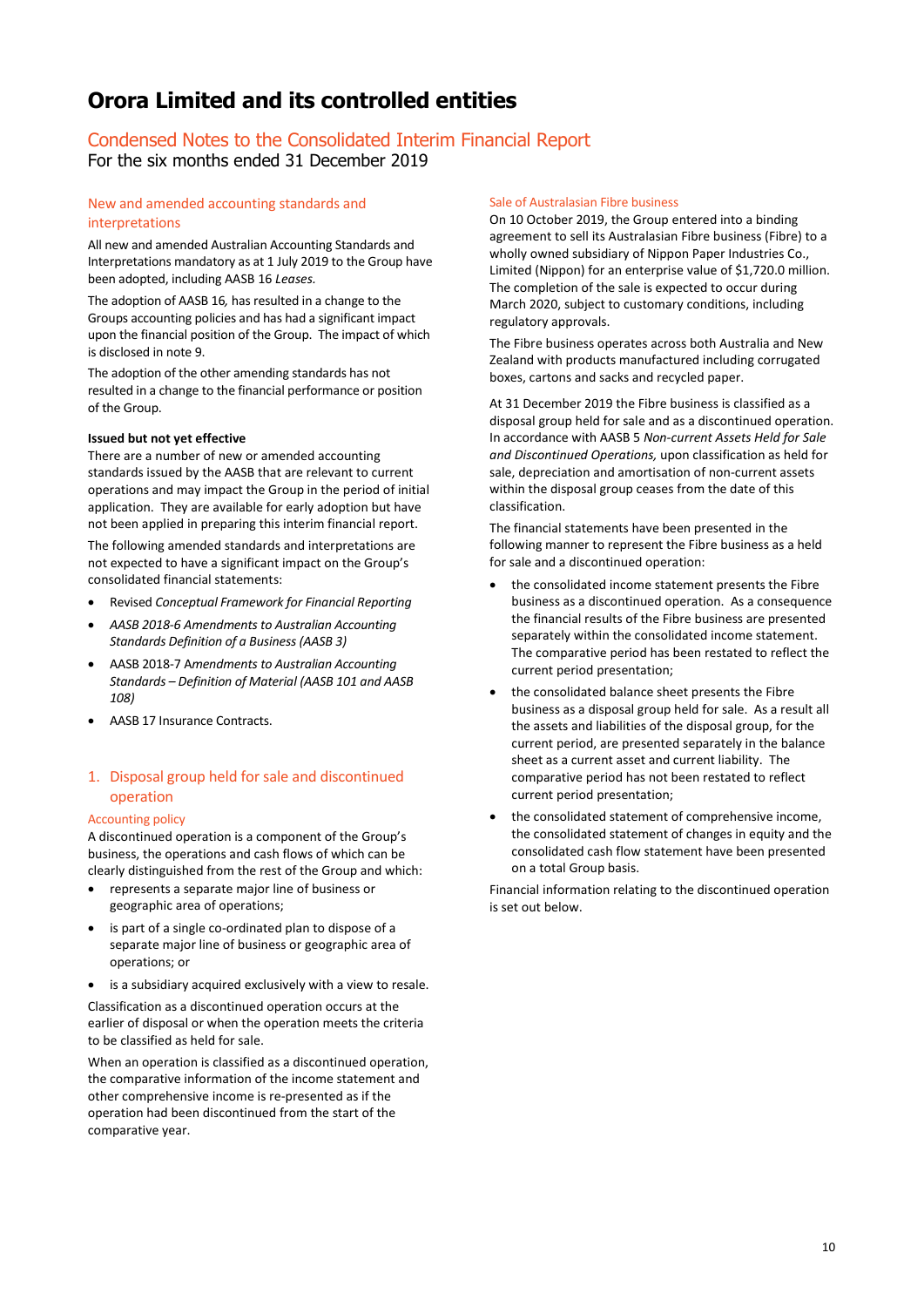# Orora Limited and its controlled entities

## Condensed Notes to the Consolidated Interim Financial Report

For the six months ended 31 December 2019

### New and amended accounting standards and interpretations

All new and amended Australian Accounting Standards and Interpretations mandatory as at 1 July 2019 to the Group have been adopted, including AASB 16 *Leases.*

The adoption of AASB 16*,* has resulted in a change to the Groups accounting policies and has had a significant impact upon the financial position of the Group. The impact of which is disclosed in note 9.

The adoption of the other amending standards has not resulted in a change to the financial performance or position of the Group.

**Issued but not yet effective**

There are a number of new or amended accounting standards issued by the AASB that are relevant to current operations and may impact the Group in the period of initial application. They are available for early adoption but have not been applied in preparing this interim financial report.

The following amended standards and interpretations are not expected to have a significant impact on the Group's consolidated financial statements:

- Revised *Conceptual Framework for Financial Reporting*
- *AASB 2018-6 Amendments to Australian Accounting Standards Definition of a Business (AASB 3)*
- AASB 2018-7 *Amendments to Australian Accounting Standards – Definition of Material (AASB 101 and AASB 108)*
- AASB 17 Insurance Contracts.

## 1. Disposal group held for sale and discontinued operation

### Accounting policy

A discontinued operation is a component of the Group's business, the operations and cash flows of which can be clearly distinguished from the rest of the Group and which:

- represents a separate major line of business or geographic area of operations;
- is part of a single co-ordinated plan to dispose of a separate major line of business or geographic area of operations; or
- is a subsidiary acquired exclusively with a view to resale.

Classification as a discontinued operation occurs at the earlier of disposal or when the operation meets the criteria to be classified as held for sale.

When an operation is classified as a discontinued operation, the comparative information of the income statement and other comprehensive income is re-presented as if the operation had been discontinued from the start of the comparative year.

### Sale of Australasian Fibre business

On 10 October 2019, the Group entered into a binding agreement to sell its Australasian Fibre business (Fibre) to a wholly owned subsidiary of Nippon Paper Industries Co., Limited (Nippon) for an enterprise value of $1,720.0 million. The completion of the sale is expected to occur during March 2020, subject to customary conditions, including regulatory approvals.

The Fibre business operates across both Australia and New Zealand with products manufactured including corrugated boxes, cartons and sacks and recycled paper.

At 31 December 2019 the Fibre business is classified as a disposal group held for sale and as a discontinued operation. In accordance with AASB 5 *Non-current Assets Held for Sale and Discontinued Operations,* upon classification as held for sale, depreciation and amortisation of non-current assets within the disposal group ceases from the date of this classification.

The financial statements have been presented in the following manner to represent the Fibre business as a held for sale and a discontinued operation:

- the consolidated income statement presents the Fibre business as a discontinued operation. As a consequence the financial results of the Fibre business are presented separately within the consolidated income statement. The comparative period has been restated to reflect the current period presentation;
- the consolidated balance sheet presents the Fibre business as a disposal group held for sale. As a result all the assets and liabilities of the disposal group, for the current period, are presented separately in the balance sheet as a current asset and current liability. The comparative period has not been restated to reflect current period presentation;
- the consolidated statement of comprehensive income, the consolidated statement of changes in equity and the consolidated cash flow statement have been presented on a total Group basis.

Financial information relating to the discontinued operation is set out below.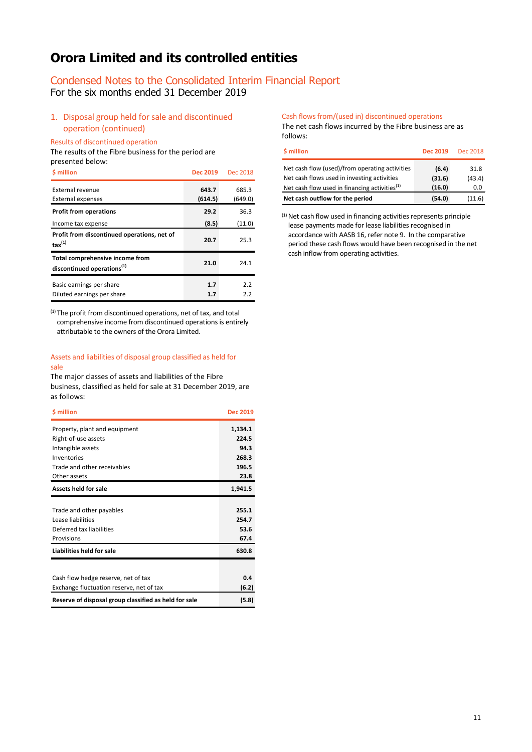# Orora Limited and its controlled entities

## Condensed Notes to the Consolidated Interim Financial Report

For the six months ended 31 December 2019

### 1. Disposal group held for sale and discontinued operation (continued)

#### Results of discontinued operation

The results of the Fibre business for the period are presented below:

| $ million | Dec 2019 | Dec 2018 |
|---|---|---|
| External revenue | **643.7** | 685.3 |
| External expenses | **(614.5)** | (649.0) |
| **Profit from operations** | **29.2** | 36.3 |
| Income tax expense | **(8.5)** | (11.0) |
| **Profit from discontinued operations, net of tax[1]** | **20.7** | 25.3 |
| **Total comprehensive income from discontinued operations[1]** | **21.0** | 24.1 |
| Basic earnings per share | **1.7** | 2.2 |
| Diluted earnings per share | **1.7** | 2.2 |

[1] The profit from discontinued operations, net of tax, and total comprehensive income from discontinued operations is entirely attributable to the owners of the Orora Limited.

#### Assets and liabilities of disposal group classified as held for sale

The major classes of assets and liabilities of the Fibre business, classified as held for sale at 31 December 2019, are as follows:

| $ million | Dec 2019 |
|---|---|
| Property, plant and equipment | **1,134.1** |
| Right-of-use assets | **224.5** |
| Intangible assets | **94.3** |
| Inventories | **268.3** |
| Trade and other receivables | **196.5** |
| Other assets | **23.8** |
| **Assets held for sale** | **1,941.5** |
| | |
| Trade and other payables | **255.1** |
| Lease liabilities | **254.7** |
| Deferred tax liabilities | **53.6** |
| Provisions | **67.4** |
| **Liabilities held for sale** | **630.8** |
| | |
| Cash flow hedge reserve, net of tax | **0.4** |
| Exchange fluctuation reserve, net of tax | **(6.2)** |
| **Reserve of disposal group classified as held for sale** | **(5.8)** |

#### Cash flows from/(used in) discontinued operations

The net cash flows incurred by the Fibre business are as follows:

| $ million | Dec 2019 | Dec 2018 |
|---|---|---|
| Net cash flow (used)/from operating activities | **(6.4)** | 31.8 |
| Net cash flows used in investing activities | **(31.6)** | (43.4) |
| Net cash flow used in financing activities[1] | **(16.0)** | 0.0 |
| **Net cash outflow for the period** | **(54.0)** | (11.6) |

[1] Net cash flow used in financing activities represents principle lease payments made for lease liabilities recognised in accordance with AASB 16, refer note 9. In the comparative period these cash flows would have been recognised in the net cash inflow from operating activities.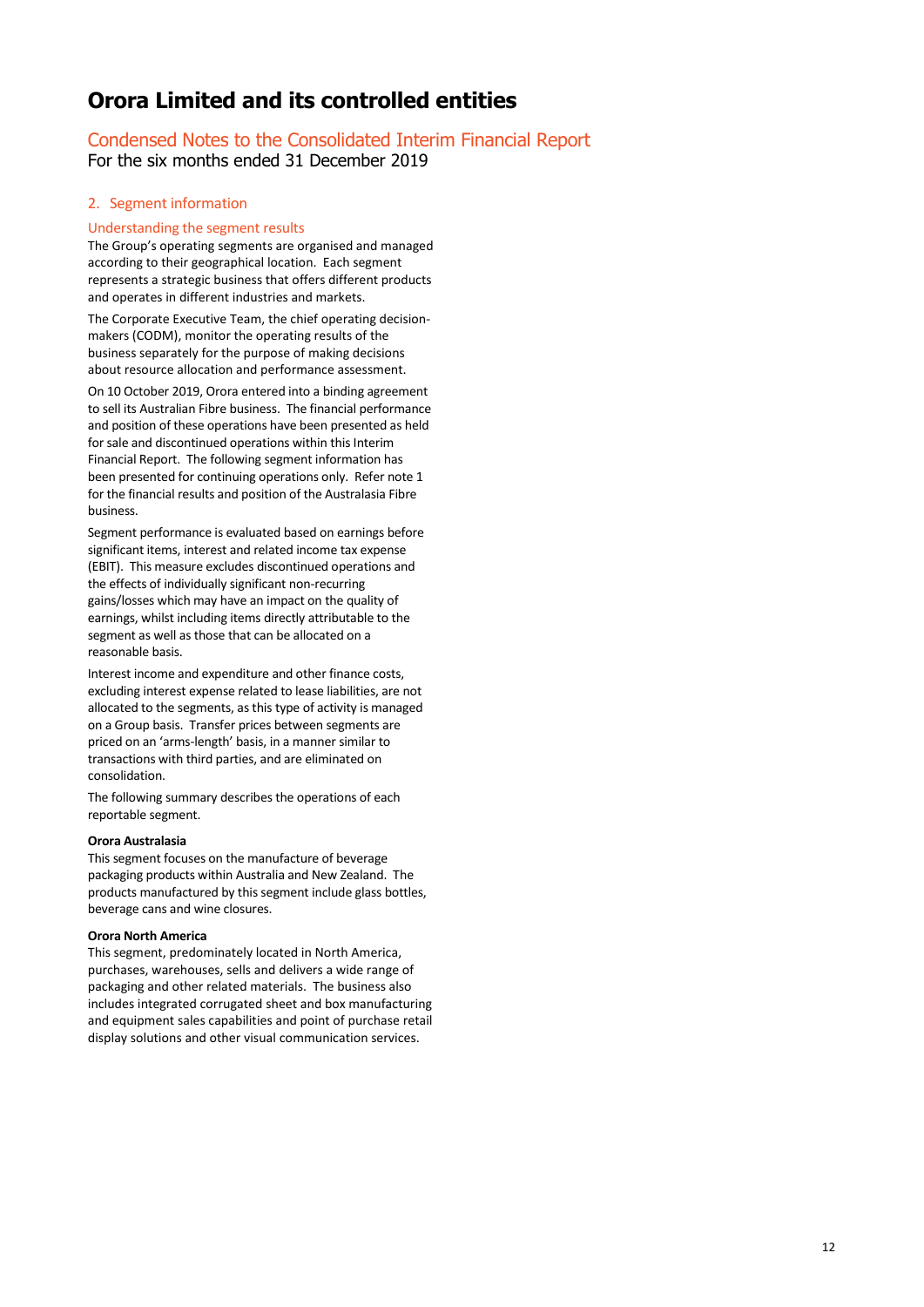# Orora Limited and its controlled entities

## Condensed Notes to the Consolidated Interim Financial Report

For the six months ended 31 December 2019

### 2. Segment information

#### Understanding the segment results

The Group's operating segments are organised and managed according to their geographical location. Each segment represents a strategic business that offers different products and operates in different industries and markets.

The Corporate Executive Team, the chief operating decision-makers (CODM), monitor the operating results of the business separately for the purpose of making decisions about resource allocation and performance assessment.

On 10 October 2019, Orora entered into a binding agreement to sell its Australian Fibre business. The financial performance and position of these operations have been presented as held for sale and discontinued operations within this Interim Financial Report. The following segment information has been presented for continuing operations only. Refer note 1 for the financial results and position of the Australasia Fibre business.

Segment performance is evaluated based on earnings before significant items, interest and related income tax expense (EBIT). This measure excludes discontinued operations and the effects of individually significant non-recurring gains/losses which may have an impact on the quality of earnings, whilst including items directly attributable to the segment as well as those that can be allocated on a reasonable basis.

Interest income and expenditure and other finance costs, excluding interest expense related to lease liabilities, are not allocated to the segments, as this type of activity is managed on a Group basis. Transfer prices between segments are priced on an 'arms-length' basis, in a manner similar to transactions with third parties, and are eliminated on consolidation.

The following summary describes the operations of each reportable segment.

**Orora Australasia**

This segment focuses on the manufacture of beverage packaging products within Australia and New Zealand. The products manufactured by this segment include glass bottles, beverage cans and wine closures.

**Orora North America**

This segment, predominately located in North America, purchases, warehouses, sells and delivers a wide range of packaging and other related materials. The business also includes integrated corrugated sheet and box manufacturing and equipment sales capabilities and point of purchase retail display solutions and other visual communication services.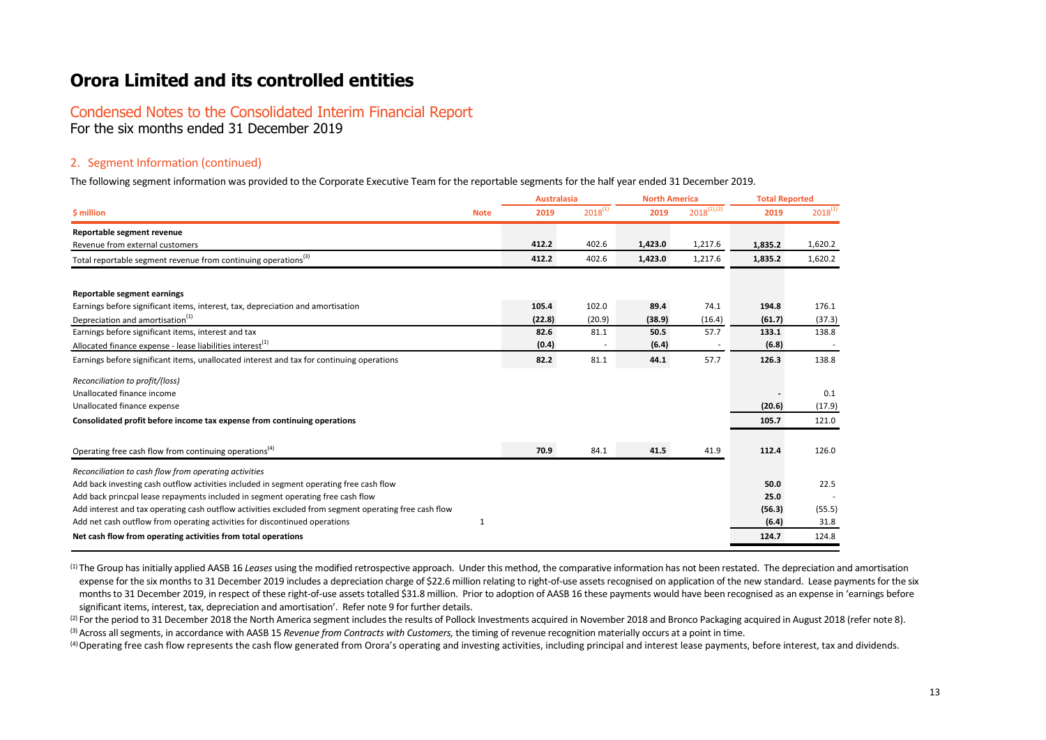# Orora Limited and its controlled entities

## Condensed Notes to the Consolidated Interim Financial Report

For the six months ended 31 December 2019

### 2. Segment Information (continued)

The following segment information was provided to the Corporate Executive Team for the reportable segments for the half year ended 31 December 2019.

| | | Australasia | | North America | | Total Reported | |
|---|---|---|---|---|---|---|---|
| **$ million** | **Note** | **2019** | **2018[1]** | **2019** | **2018[1],[2]** | **2019** | **2018[1]** |
| **Reportable segment revenue** | | | | | | | |
| Revenue from external customers | | **412.2** | 402.6 | **1,423.0** | 1,217.6 | **1,835.2** | 1,620.2 |
| Total reportable segment revenue from continuing operations[3] | | **412.2** | 402.6 | **1,423.0** | 1,217.6 | **1,835.2** | 1,620.2 |
| | | | | | | | |
| **Reportable segment earnings** | | | | | | | |
| Earnings before significant items, interest, tax, depreciation and amortisation | | **105.4** | 102.0 | **89.4** | 74.1 | **194.8** | 176.1 |
| Depreciation and amortisation[1] | | **(22.8)** | (20.9) | **(38.9)** | (16.4) | **(61.7)** | (37.3) |
| Earnings before significant items, interest and tax | | **82.6** | 81.1 | **50.5** | 57.7 | **133.1** | 138.8 |
| Allocated finance expense - lease liabilities interest[1] | | **(0.4)** | - | **(6.4)** | - | **(6.8)** | - |
| Earnings before significant items, unallocated interest and tax for continuing operations | | **82.2** | 81.1 | **44.1** | 57.7 | **126.3** | 138.8 |
| *Reconciliation to profit/(loss)* | | | | | | | |
| Unallocated finance income | | | | | | **-** | 0.1 |
| Unallocated finance expense | | | | | | **(20.6)** | (17.9) |
| **Consolidated profit before income tax expense from continuing operations** | | | | | | **105.7** | 121.0 |
| | | | | | | | |
| Operating free cash flow from continuing operations[4] | | **70.9** | 84.1 | **41.5** | 41.9 | **112.4** | 126.0 |
| *Reconciliation to cash flow from operating activities* | | | | | | | |
| Add back investing cash outflow activities included in segment operating free cash flow | | | | | | **50.0** | 22.5 |
| Add back princpal lease repayments included in segment operating free cash flow | | | | | | **25.0** | - |
| Add interest and tax operating cash outflow activities excluded from segment operating free cash flow | | | | | | **(56.3)** | (55.5) |
| Add net cash outflow from operating activities for discontinued operations | 1 | | | | | **(6.4)** | 31.8 |
| **Net cash flow from operating activities from total operations** | | | | | | **124.7** | 124.8 |

[1] The Group has initially applied AASB 16 *Leases* using the modified retrospective approach. Under this method, the comparative information has not been restated. The depreciation and amortisation expense for the six months to 31 December 2019 includes a depreciation charge of $22.6 million relating to right-of-use assets recognised on application of the new standard. Lease payments for the six months to 31 December 2019, in respect of these right-of-use assets totalled $31.8 million. Prior to adoption of AASB 16 these payments would have been recognised as an expense in 'earnings before significant items, interest, tax, depreciation and amortisation'. Refer note 9 for further details.

[2] For the period to 31 December 2018 the North America segment includes the results of Pollock Investments acquired in November 2018 and Bronco Packaging acquired in August 2018 (refer note 8).

[3] Across all segments, in accordance with AASB 15 *Revenue from Contracts with Customers,* the timing of revenue recognition materially occurs at a point in time.

[4] Operating free cash flow represents the cash flow generated from Orora's operating and investing activities, including principal and interest lease payments, before interest, tax and dividends.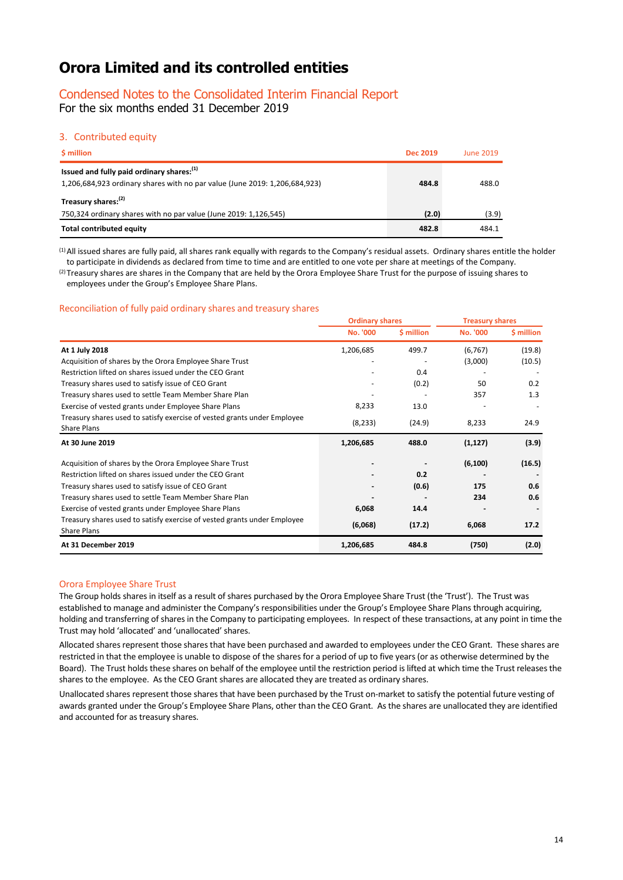# Orora Limited and its controlled entities

## Condensed Notes to the Consolidated Interim Financial Report

For the six months ended 31 December 2019

### 3. Contributed equity

| $ million | Dec 2019 | June 2019 |
|---|---|---|
| **Issued and fully paid ordinary shares:**[(1)] | | |
| 1,206,684,923 ordinary shares with no par value (June 2019: 1,206,684,923) | **484.8** | 488.0 |
| **Treasury shares:**[(2)] | | |
| 750,324 ordinary shares with no par value (June 2019: 1,126,545) | **(2.0)** | (3.9) |
| **Total contributed equity** | **482.8** | 484.1 |

[(1)] All issued shares are fully paid, all shares rank equally with regards to the Company's residual assets. Ordinary shares entitle the holder to participate in dividends as declared from time to time and are entitled to one vote per share at meetings of the Company.

[(2)] Treasury shares are shares in the Company that are held by the Orora Employee Share Trust for the purpose of issuing shares to employees under the Group's Employee Share Plans.

### Reconciliation of fully paid ordinary shares and treasury shares

| | Ordinary shares | | Treasury shares | |
|---|---|---|---|---|
| | No. '000 | $ million | No. '000 | $ million |
| **At 1 July 2018** | 1,206,685 | 499.7 | (6,767) | (19.8) |
| Acquisition of shares by the Orora Employee Share Trust | - | - | (3,000) | (10.5) |
| Restriction lifted on shares issued under the CEO Grant | - | 0.4 | - | - |
| Treasury shares used to satisfy issue of CEO Grant | - | (0.2) | 50 | 0.2 |
| Treasury shares used to settle Team Member Share Plan | - | - | 357 | 1.3 |
| Exercise of vested grants under Employee Share Plans | 8,233 | 13.0 | - | - |
| Treasury shares used to satisfy exercise of vested grants under Employee Share Plans | (8,233) | (24.9) | 8,233 | 24.9 |
| **At 30 June 2019** | **1,206,685** | **488.0** | **(1,127)** | **(3.9)** |
| Acquisition of shares by the Orora Employee Share Trust | **-** | **-** | **(6,100)** | **(16.5)** |
| Restriction lifted on shares issued under the CEO Grant | **-** | **0.2** | **-** | **-** |
| Treasury shares used to satisfy issue of CEO Grant | **-** | **(0.6)** | **175** | **0.6** |
| Treasury shares used to settle Team Member Share Plan | **-** | **-** | **234** | **0.6** |
| Exercise of vested grants under Employee Share Plans | **6,068** | **14.4** | **-** | **-** |
| Treasury shares used to satisfy exercise of vested grants under Employee Share Plans | **(6,068)** | **(17.2)** | **6,068** | **17.2** |
| **At 31 December 2019** | **1,206,685** | **484.8** | **(750)** | **(2.0)** |

### Orora Employee Share Trust

The Group holds shares in itself as a result of shares purchased by the Orora Employee Share Trust (the 'Trust'). The Trust was established to manage and administer the Company's responsibilities under the Group's Employee Share Plans through acquiring, holding and transferring of shares in the Company to participating employees. In respect of these transactions, at any point in time the Trust may hold 'allocated' and 'unallocated' shares.

Allocated shares represent those shares that have been purchased and awarded to employees under the CEO Grant. These shares are restricted in that the employee is unable to dispose of the shares for a period of up to five years (or as otherwise determined by the Board). The Trust holds these shares on behalf of the employee until the restriction period is lifted at which time the Trust releases the shares to the employee. As the CEO Grant shares are allocated they are treated as ordinary shares.

Unallocated shares represent those shares that have been purchased by the Trust on-market to satisfy the potential future vesting of awards granted under the Group's Employee Share Plans, other than the CEO Grant. As the shares are unallocated they are identified and accounted for as treasury shares.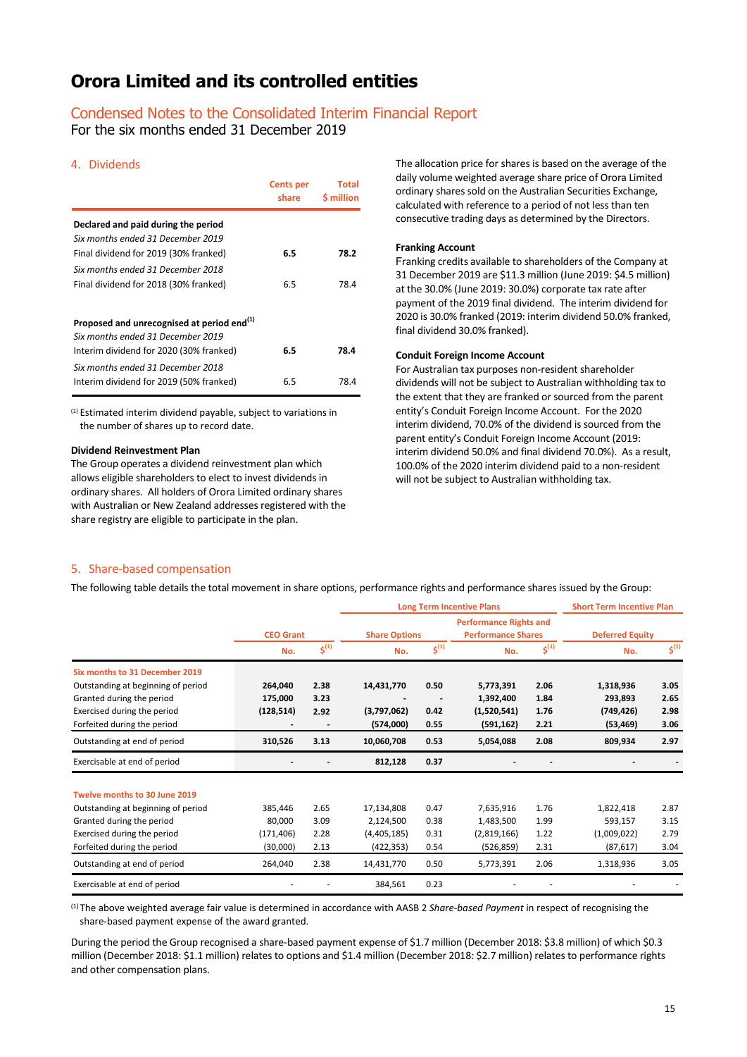# Orora Limited and its controlled entities

## Condensed Notes to the Consolidated Interim Financial Report

For the six months ended 31 December 2019

### 4. Dividends

| | Cents per share | Total $ million |
|---|---|---|
| **Declared and paid during the period** | | |
| *Six months ended 31 December 2019* | | |
| Final dividend for 2019 (30% franked) | **6.5** | **78.2** |
| *Six months ended 31 December 2018* | | |
| Final dividend for 2018 (30% franked) | 6.5 | 78.4 |
| **Proposed and unrecognised at period end**[(1)] | | |
| *Six months ended 31 December 2019* | | |
| Interim dividend for 2020 (30% franked) | **6.5** | **78.4** |
| *Six months ended 31 December 2018* | | |
| Interim dividend for 2019 (50% franked) | 6.5 | 78.4 |

[(1)] Estimated interim dividend payable, subject to variations in the number of shares up to record date.

**Dividend Reinvestment Plan**

The Group operates a dividend reinvestment plan which allows eligible shareholders to elect to invest dividends in ordinary shares. All holders of Orora Limited ordinary shares with Australian or New Zealand addresses registered with the share registry are eligible to participate in the plan.

The allocation price for shares is based on the average of the daily volume weighted average share price of Orora Limited ordinary shares sold on the Australian Securities Exchange, calculated with reference to a period of not less than ten consecutive trading days as determined by the Directors.

**Franking Account**

Franking credits available to shareholders of the Company at 31 December 2019 are $11.3 million (June 2019: $4.5 million) at the 30.0% (June 2019: 30.0%) corporate tax rate after payment of the 2019 final dividend. The interim dividend for 2020 is 30.0% franked (2019: interim dividend 50.0% franked, final dividend 30.0% franked).

**Conduit Foreign Income Account**

For Australian tax purposes non-resident shareholder dividends will not be subject to Australian withholding tax to the extent that they are franked or sourced from the parent entity's Conduit Foreign Income Account. For the 2020 interim dividend, 70.0% of the dividend is sourced from the parent entity's Conduit Foreign Income Account (2019: interim dividend 50.0% and final dividend 70.0%). As a result, 100.0% of the 2020 interim dividend paid to a non-resident will not be subject to Australian withholding tax.

### 5. Share-based compensation

The following table details the total movement in share options, performance rights and performance shares issued by the Group:

| | CEO Grant | | Long Term Incentive Plans | | | | Short Term Incentive Plan | |
|---|---|---|---|---|---|---|---|---|
| | | | Share Options | | Performance Rights and Performance Shares | | Deferred Equity | |
| | No. | $[(1)] | No. | $[(1)] | No. | $[(1)] | No. | $[(1)] |
| **Six months to 31 December 2019** | | | | | | | | |
| Outstanding at beginning of period | **264,040** | **2.38** | **14,431,770** | **0.50** | **5,773,391** | **2.06** | **1,318,936** | **3.05** |
| Granted during the period | **175,000** | **3.23** | **-** | **-** | **1,392,400** | **1.84** | **293,893** | **2.65** |
| Exercised during the period | **(128,514)** | **2.92** | **(3,797,062)** | **0.42** | **(1,520,541)** | **1.76** | **(749,426)** | **2.98** |
| Forfeited during the period | **-** | **-** | **(574,000)** | **0.55** | **(591,162)** | **2.21** | **(53,469)** | **3.06** |
| Outstanding at end of period | **310,526** | **3.13** | **10,060,708** | **0.53** | **5,054,088** | **2.08** | **809,934** | **2.97** |
| Exercisable at end of period | **-** | **-** | **812,128** | **0.37** | **-** | **-** | **-** | **-** |
| **Twelve months to 30 June 2019** | | | | | | | | |
| Outstanding at beginning of period | 385,446 | 2.65 | 17,134,808 | 0.47 | 7,635,916 | 1.76 | 1,822,418 | 2.87 |
| Granted during the period | 80,000 | 3.09 | 2,124,500 | 0.38 | 1,483,500 | 1.99 | 593,157 | 3.15 |
| Exercised during the period | (171,406) | 2.28 | (4,405,185) | 0.31 | (2,819,166) | 1.22 | (1,009,022) | 2.79 |
| Forfeited during the period | (30,000) | 2.13 | (422,353) | 0.54 | (526,859) | 2.31 | (87,617) | 3.04 |
| Outstanding at end of period | 264,040 | 2.38 | 14,431,770 | 0.50 | 5,773,391 | 2.06 | 1,318,936 | 3.05 |
| Exercisable at end of period | - | - | 384,561 | 0.23 | - | - | - | - |

[(1)] The above weighted average fair value is determined in accordance with AASB 2 *Share-based Payment* in respect of recognising the share-based payment expense of the award granted.

During the period the Group recognised a share-based payment expense of $1.7 million (December 2018: $3.8 million) of which $0.3 million (December 2018: $1.1 million) relates to options and $1.4 million (December 2018: $2.7 million) relates to performance rights and other compensation plans.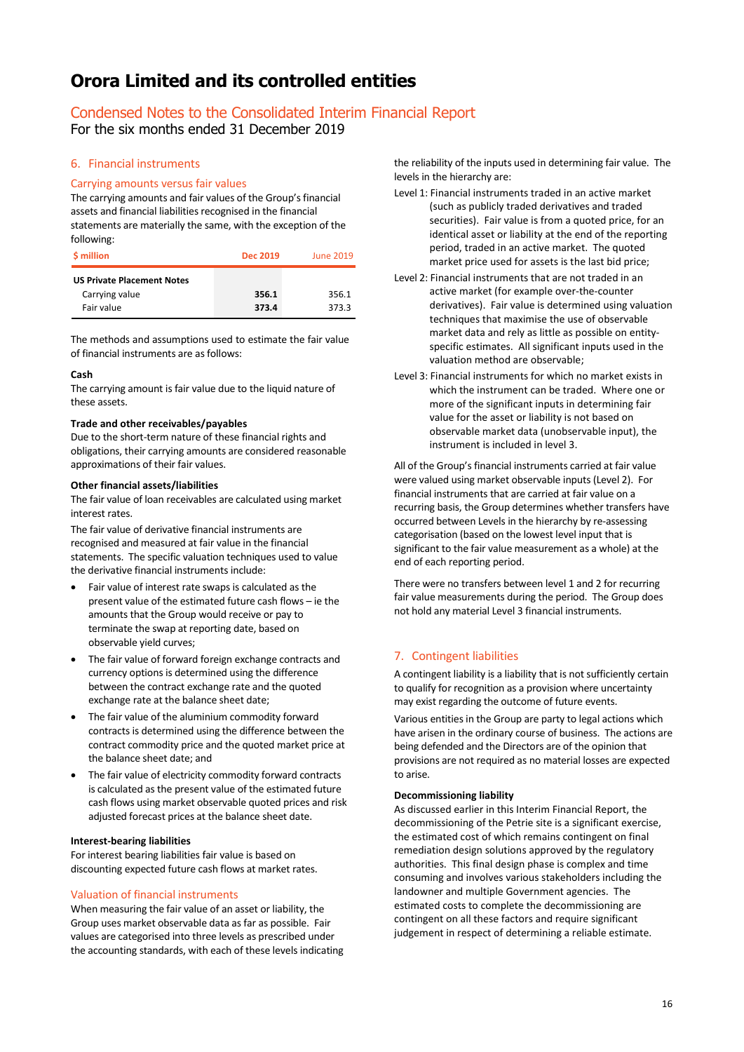# Orora Limited and its controlled entities

## Condensed Notes to the Consolidated Interim Financial Report

For the six months ended 31 December 2019

### 6. Financial instruments

#### Carrying amounts versus fair values

The carrying amounts and fair values of the Group's financial assets and financial liabilities recognised in the financial statements are materially the same, with the exception of the following:

| $ million | Dec 2019 | June 2019 |
|---|---|---|
| **US Private Placement Notes** | | |
| Carrying value | **356.1** | 356.1 |
| Fair value | **373.4** | 373.3 |

The methods and assumptions used to estimate the fair value of financial instruments are as follows:

**Cash**

The carrying amount is fair value due to the liquid nature of these assets.

**Trade and other receivables/payables**

Due to the short-term nature of these financial rights and obligations, their carrying amounts are considered reasonable approximations of their fair values.

**Other financial assets/liabilities**

The fair value of loan receivables are calculated using market interest rates.

The fair value of derivative financial instruments are recognised and measured at fair value in the financial statements. The specific valuation techniques used to value the derivative financial instruments include:

- Fair value of interest rate swaps is calculated as the present value of the estimated future cash flows – ie the amounts that the Group would receive or pay to terminate the swap at reporting date, based on observable yield curves;
- The fair value of forward foreign exchange contracts and currency options is determined using the difference between the contract exchange rate and the quoted exchange rate at the balance sheet date;
- The fair value of the aluminium commodity forward contracts is determined using the difference between the contract commodity price and the quoted market price at the balance sheet date; and
- The fair value of electricity commodity forward contracts is calculated as the present value of the estimated future cash flows using market observable quoted prices and risk adjusted forecast prices at the balance sheet date.

**Interest-bearing liabilities**

For interest bearing liabilities fair value is based on discounting expected future cash flows at market rates.

#### Valuation of financial instruments

When measuring the fair value of an asset or liability, the Group uses market observable data as far as possible. Fair values are categorised into three levels as prescribed under the accounting standards, with each of these levels indicating the reliability of the inputs used in determining fair value. The levels in the hierarchy are:

Level 1: Financial instruments traded in an active market (such as publicly traded derivatives and traded securities). Fair value is from a quoted price, for an identical asset or liability at the end of the reporting period, traded in an active market. The quoted market price used for assets is the last bid price;

Level 2: Financial instruments that are not traded in an active market (for example over-the-counter derivatives). Fair value is determined using valuation techniques that maximise the use of observable market data and rely as little as possible on entity-specific estimates. All significant inputs used in the valuation method are observable;

Level 3: Financial instruments for which no market exists in which the instrument can be traded. Where one or more of the significant inputs in determining fair value for the asset or liability is not based on observable market data (unobservable input), the instrument is included in level 3.

All of the Group's financial instruments carried at fair value were valued using market observable inputs (Level 2). For financial instruments that are carried at fair value on a recurring basis, the Group determines whether transfers have occurred between Levels in the hierarchy by re-assessing categorisation (based on the lowest level input that is significant to the fair value measurement as a whole) at the end of each reporting period.

There were no transfers between level 1 and 2 for recurring fair value measurements during the period. The Group does not hold any material Level 3 financial instruments.

### 7. Contingent liabilities

A contingent liability is a liability that is not sufficiently certain to qualify for recognition as a provision where uncertainty may exist regarding the outcome of future events.

Various entities in the Group are party to legal actions which have arisen in the ordinary course of business. The actions are being defended and the Directors are of the opinion that provisions are not required as no material losses are expected to arise.

**Decommissioning liability**

As discussed earlier in this Interim Financial Report, the decommissioning of the Petrie site is a significant exercise, the estimated cost of which remains contingent on final remediation design solutions approved by the regulatory authorities. This final design phase is complex and time consuming and involves various stakeholders including the landowner and multiple Government agencies. The estimated costs to complete the decommissioning are contingent on all these factors and require significant judgement in respect of determining a reliable estimate.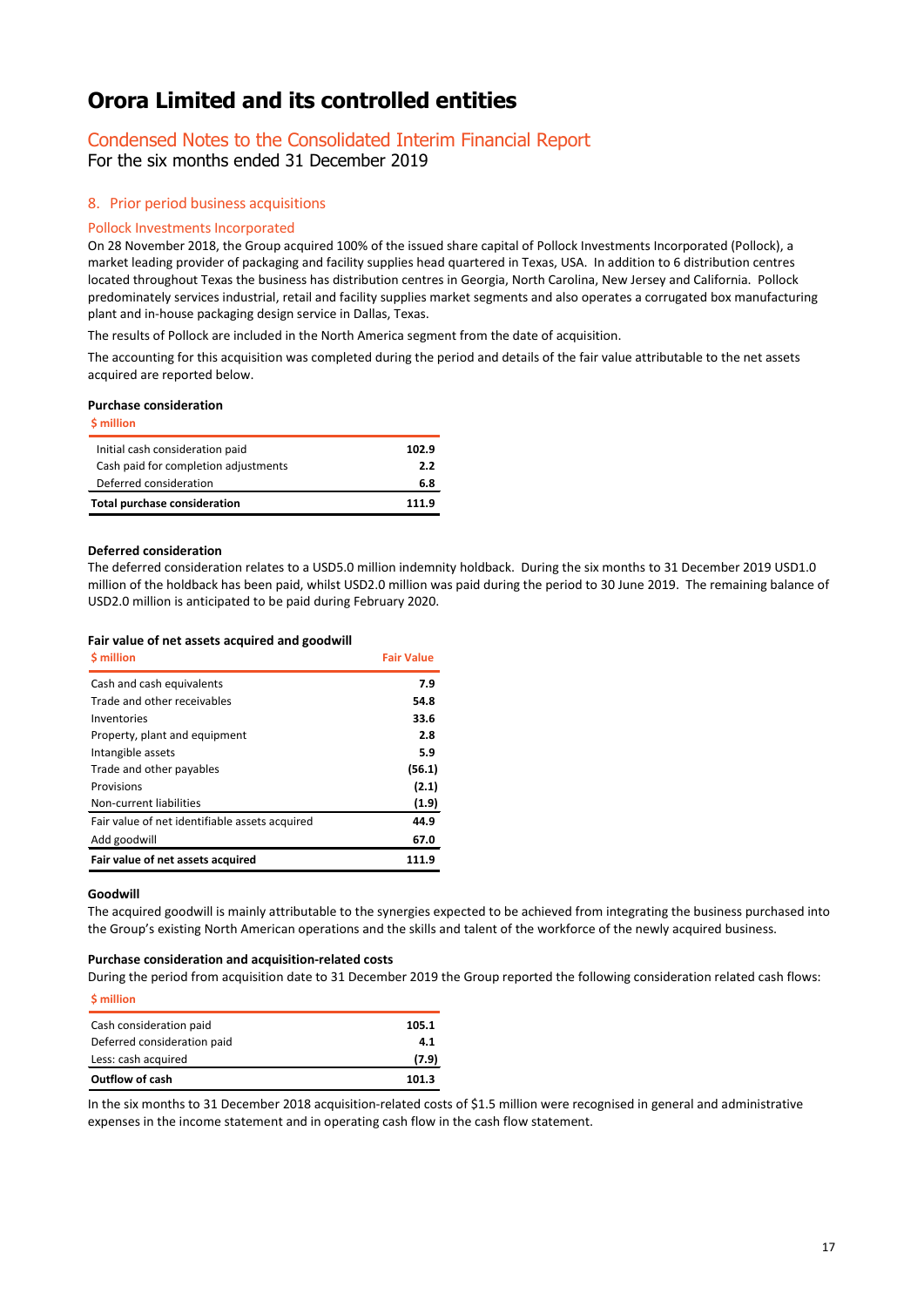# Orora Limited and its controlled entities

## Condensed Notes to the Consolidated Interim Financial Report

For the six months ended 31 December 2019

### 8. Prior period business acquisitions

#### Pollock Investments Incorporated

On 28 November 2018, the Group acquired 100% of the issued share capital of Pollock Investments Incorporated (Pollock), a market leading provider of packaging and facility supplies head quartered in Texas, USA. In addition to 6 distribution centres located throughout Texas the business has distribution centres in Georgia, North Carolina, New Jersey and California. Pollock predominately services industrial, retail and facility supplies market segments and also operates a corrugated box manufacturing plant and in-house packaging design service in Dallas, Texas.

The results of Pollock are included in the North America segment from the date of acquisition.

The accounting for this acquisition was completed during the period and details of the fair value attributable to the net assets acquired are reported below.

**Purchase consideration**

| $ million | |
|---|---|
| Initial cash consideration paid | 102.9 |
| Cash paid for completion adjustments | 2.2 |
| Deferred consideration | 6.8 |
| **Total purchase consideration** | **111.9** |

**Deferred consideration**

The deferred consideration relates to a USD5.0 million indemnity holdback. During the six months to 31 December 2019 USD1.0 million of the holdback has been paid, whilst USD2.0 million was paid during the period to 30 June 2019. The remaining balance of USD2.0 million is anticipated to be paid during February 2020.

**Fair value of net assets acquired and goodwill**

| $ million | Fair Value |
|---|---|
| Cash and cash equivalents | 7.9 |
| Trade and other receivables | 54.8 |
| Inventories | 33.6 |
| Property, plant and equipment | 2.8 |
| Intangible assets | 5.9 |
| Trade and other payables | (56.1) |
| Provisions | (2.1) |
| Non-current liabilities | (1.9) |
| Fair value of net identifiable assets acquired | 44.9 |
| Add goodwill | 67.0 |
| **Fair value of net assets acquired** | **111.9** |

**Goodwill**

The acquired goodwill is mainly attributable to the synergies expected to be achieved from integrating the business purchased into the Group's existing North American operations and the skills and talent of the workforce of the newly acquired business.

**Purchase consideration and acquisition-related costs**

During the period from acquisition date to 31 December 2019 the Group reported the following consideration related cash flows:

| $ million | |
|---|---|
| Cash consideration paid | 105.1 |
| Deferred consideration paid | 4.1 |
| Less: cash acquired | (7.9) |
| **Outflow of cash** | **101.3** |

In the six months to 31 December 2018 acquisition-related costs of $1.5 million were recognised in general and administrative expenses in the income statement and in operating cash flow in the cash flow statement.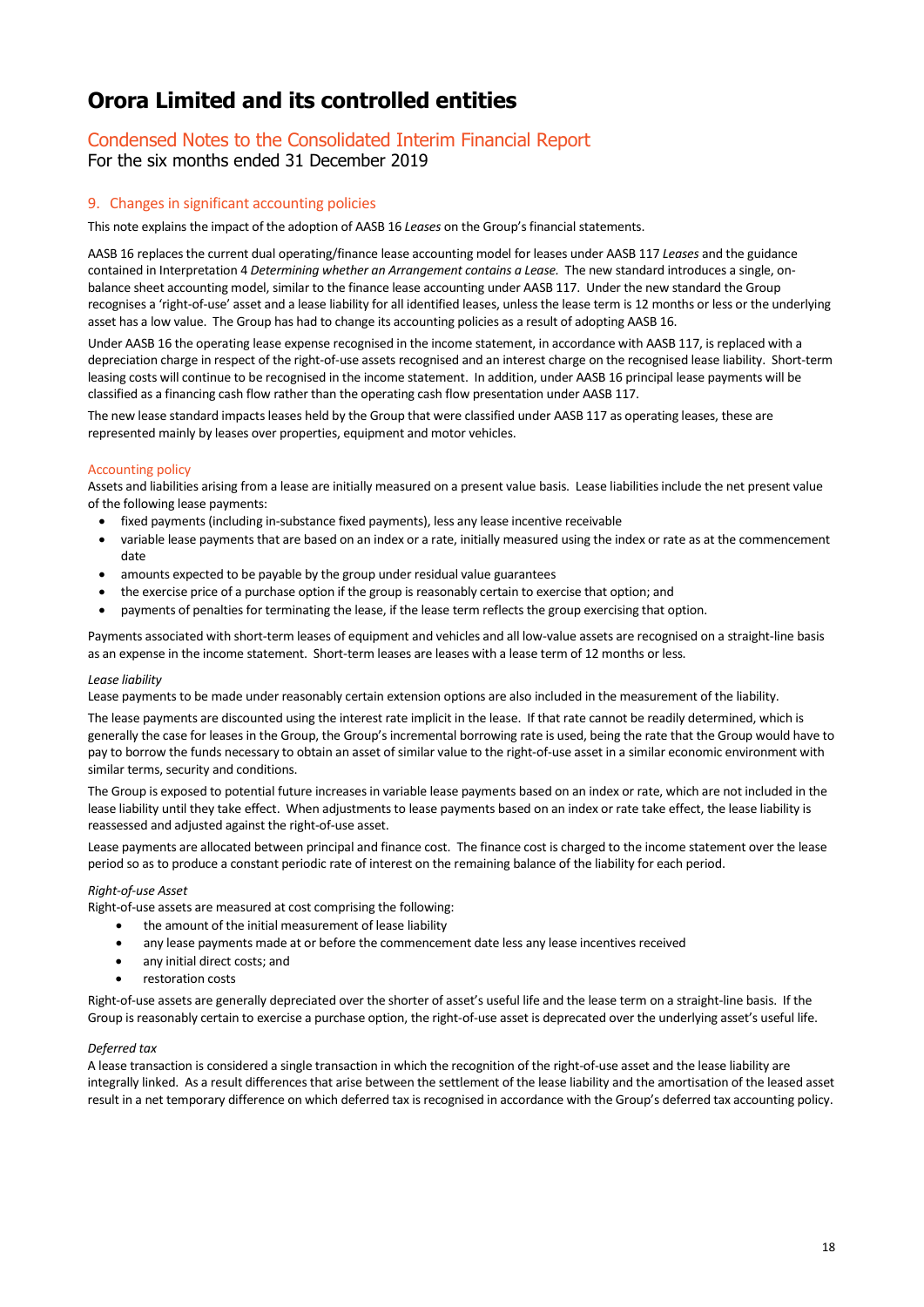# Orora Limited and its controlled entities

## Condensed Notes to the Consolidated Interim Financial Report
For the six months ended 31 December 2019

### 9. Changes in significant accounting policies

This note explains the impact of the adoption of AASB 16 *Leases* on the Group's financial statements.

AASB 16 replaces the current dual operating/finance lease accounting model for leases under AASB 117 *Leases* and the guidance contained in Interpretation 4 *Determining whether an Arrangement contains a Lease.* The new standard introduces a single, on-balance sheet accounting model, similar to the finance lease accounting under AASB 117. Under the new standard the Group recognises a 'right-of-use' asset and a lease liability for all identified leases, unless the lease term is 12 months or less or the underlying asset has a low value. The Group has had to change its accounting policies as a result of adopting AASB 16.

Under AASB 16 the operating lease expense recognised in the income statement, in accordance with AASB 117, is replaced with a depreciation charge in respect of the right-of-use assets recognised and an interest charge on the recognised lease liability. Short-term leasing costs will continue to be recognised in the income statement. In addition, under AASB 16 principal lease payments will be classified as a financing cash flow rather than the operating cash flow presentation under AASB 117.

The new lease standard impacts leases held by the Group that were classified under AASB 117 as operating leases, these are represented mainly by leases over properties, equipment and motor vehicles.

#### Accounting policy

Assets and liabilities arising from a lease are initially measured on a present value basis. Lease liabilities include the net present value of the following lease payments:

- fixed payments (including in-substance fixed payments), less any lease incentive receivable
- variable lease payments that are based on an index or a rate, initially measured using the index or rate as at the commencement date
- amounts expected to be payable by the group under residual value guarantees
- the exercise price of a purchase option if the group is reasonably certain to exercise that option; and
- payments of penalties for terminating the lease, if the lease term reflects the group exercising that option.

Payments associated with short-term leases of equipment and vehicles and all low-value assets are recognised on a straight-line basis as an expense in the income statement. Short-term leases are leases with a lease term of 12 months or less.

*Lease liability*

Lease payments to be made under reasonably certain extension options are also included in the measurement of the liability.

The lease payments are discounted using the interest rate implicit in the lease. If that rate cannot be readily determined, which is generally the case for leases in the Group, the Group's incremental borrowing rate is used, being the rate that the Group would have to pay to borrow the funds necessary to obtain an asset of similar value to the right-of-use asset in a similar economic environment with similar terms, security and conditions.

The Group is exposed to potential future increases in variable lease payments based on an index or rate, which are not included in the lease liability until they take effect. When adjustments to lease payments based on an index or rate take effect, the lease liability is reassessed and adjusted against the right-of-use asset.

Lease payments are allocated between principal and finance cost. The finance cost is charged to the income statement over the lease period so as to produce a constant periodic rate of interest on the remaining balance of the liability for each period.

*Right-of-use Asset*

Right-of-use assets are measured at cost comprising the following:

- the amount of the initial measurement of lease liability
- any lease payments made at or before the commencement date less any lease incentives received
- any initial direct costs; and
- restoration costs

Right-of-use assets are generally depreciated over the shorter of asset's useful life and the lease term on a straight-line basis. If the Group is reasonably certain to exercise a purchase option, the right-of-use asset is deprecated over the underlying asset's useful life.

*Deferred tax*

A lease transaction is considered a single transaction in which the recognition of the right-of-use asset and the lease liability are integrally linked. As a result differences that arise between the settlement of the lease liability and the amortisation of the leased asset result in a net temporary difference on which deferred tax is recognised in accordance with the Group's deferred tax accounting policy.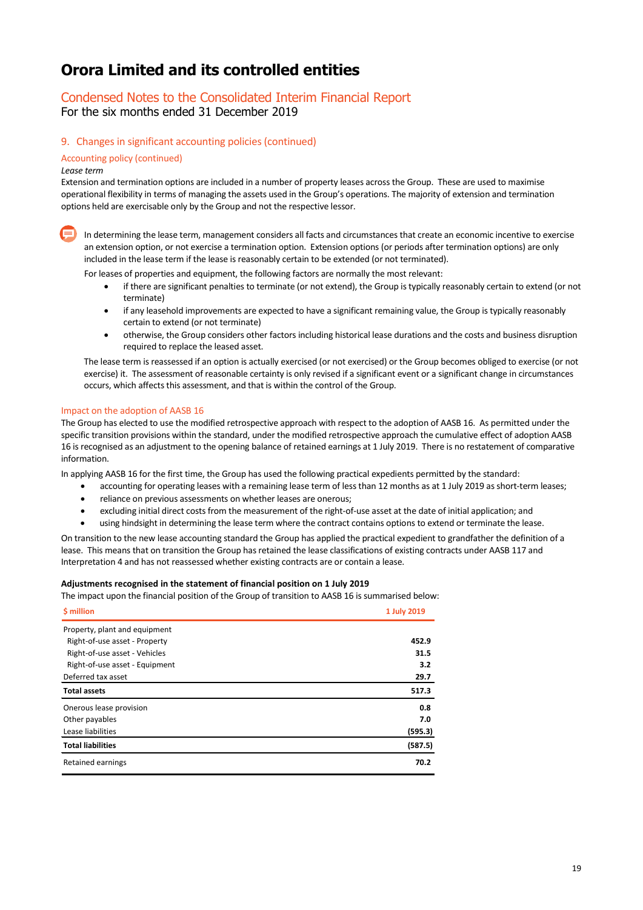# Orora Limited and its controlled entities

## Condensed Notes to the Consolidated Interim Financial Report

For the six months ended 31 December 2019

### 9. Changes in significant accounting policies (continued)

#### Accounting policy (continued)

*Lease term*

Extension and termination options are included in a number of property leases across the Group. These are used to maximise operational flexibility in terms of managing the assets used in the Group's operations. The majority of extension and termination options held are exercisable only by the Group and not the respective lessor.

In determining the lease term, management considers all facts and circumstances that create an economic incentive to exercise an extension option, or not exercise a termination option. Extension options (or periods after termination options) are only included in the lease term if the lease is reasonably certain to be extended (or not terminated).

For leases of properties and equipment, the following factors are normally the most relevant:

- if there are significant penalties to terminate (or not extend), the Group is typically reasonably certain to extend (or not terminate)
- if any leasehold improvements are expected to have a significant remaining value, the Group is typically reasonably certain to extend (or not terminate)
- otherwise, the Group considers other factors including historical lease durations and the costs and business disruption required to replace the leased asset.

The lease term is reassessed if an option is actually exercised (or not exercised) or the Group becomes obliged to exercise (or not exercise) it. The assessment of reasonable certainty is only revised if a significant event or a significant change in circumstances occurs, which affects this assessment, and that is within the control of the Group.

#### Impact on the adoption of AASB 16

The Group has elected to use the modified retrospective approach with respect to the adoption of AASB 16. As permitted under the specific transition provisions within the standard, under the modified retrospective approach the cumulative effect of adoption AASB 16 is recognised as an adjustment to the opening balance of retained earnings at 1 July 2019. There is no restatement of comparative information.

In applying AASB 16 for the first time, the Group has used the following practical expedients permitted by the standard:

- accounting for operating leases with a remaining lease term of less than 12 months as at 1 July 2019 as short-term leases;
- reliance on previous assessments on whether leases are onerous;
- excluding initial direct costs from the measurement of the right-of-use asset at the date of initial application; and
- using hindsight in determining the lease term where the contract contains options to extend or terminate the lease.

On transition to the new lease accounting standard the Group has applied the practical expedient to grandfather the definition of a lease. This means that on transition the Group has retained the lease classifications of existing contracts under AASB 117 and Interpretation 4 and has not reassessed whether existing contracts are or contain a lease.

**Adjustments recognised in the statement of financial position on 1 July 2019**

The impact upon the financial position of the Group of transition to AASB 16 is summarised below:

| $ million | 1 July 2019 |
|---|---|
| Property, plant and equipment | |
| Right-of-use asset - Property | 452.9 |
| Right-of-use asset - Vehicles | 31.5 |
| Right-of-use asset - Equipment | 3.2 |
| Deferred tax asset | 29.7 |
| **Total assets** | **517.3** |
| Onerous lease provision | 0.8 |
| Other payables | 7.0 |
| Lease liabilities | (595.3) |
| **Total liabilities** | **(587.5)** |
| Retained earnings | 70.2 |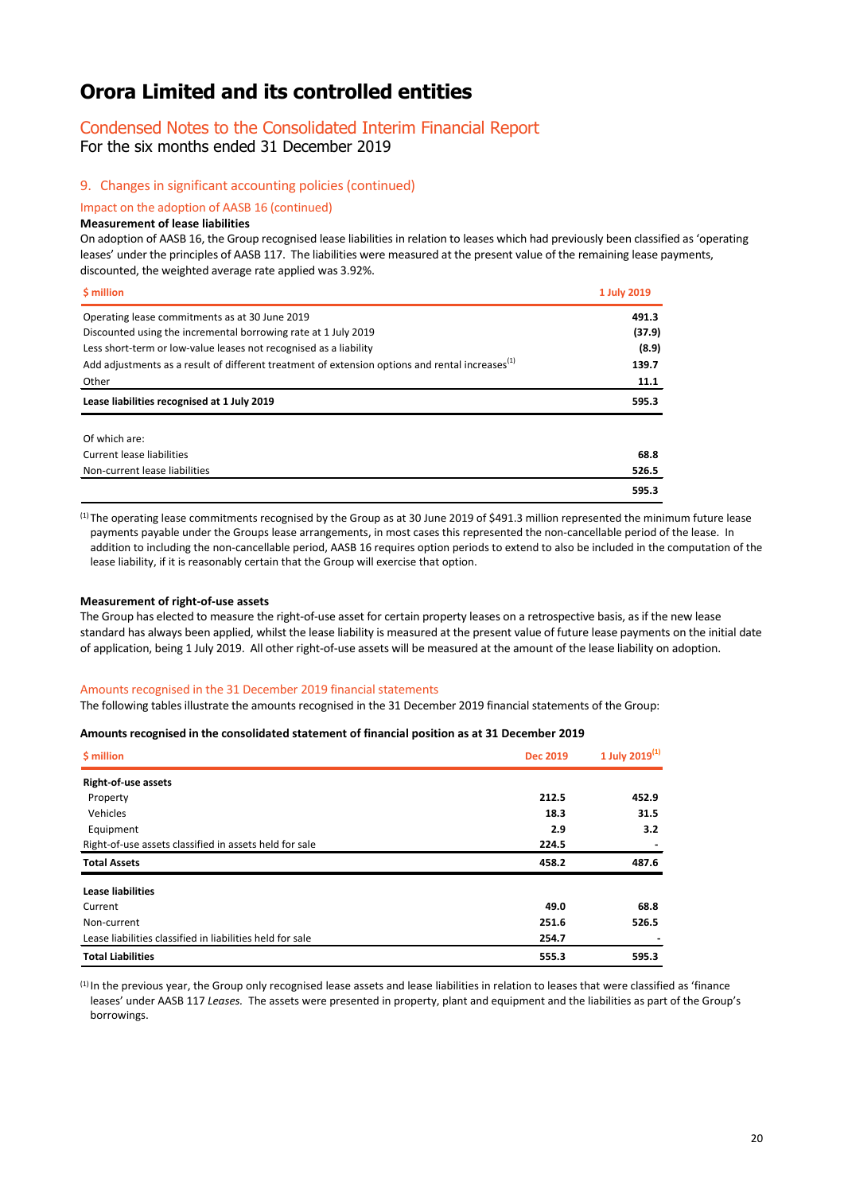# Orora Limited and its controlled entities

## Condensed Notes to the Consolidated Interim Financial Report

For the six months ended 31 December 2019

### 9. Changes in significant accounting policies (continued)

#### Impact on the adoption of AASB 16 (continued)

**Measurement of lease liabilities**

On adoption of AASB 16, the Group recognised lease liabilities in relation to leases which had previously been classified as 'operating leases' under the principles of AASB 117. The liabilities were measured at the present value of the remaining lease payments, discounted, the weighted average rate applied was 3.92%.

| $ million | 1 July 2019 |
|---|---|
| Operating lease commitments as at 30 June 2019 | 491.3 |
| Discounted using the incremental borrowing rate at 1 July 2019 | (37.9) |
| Less short-term or low-value leases not recognised as a liability | (8.9) |
| Add adjustments as a result of different treatment of extension options and rental increases[1] | 139.7 |
| Other | 11.1 |
| **Lease liabilities recognised at 1 July 2019** | **595.3** |
| | |
| Of which are: | |
| Current lease liabilities | 68.8 |
| Non-current lease liabilities | 526.5 |
| | 595.3 |

[1] The operating lease commitments recognised by the Group as at 30 June 2019 of $491.3 million represented the minimum future lease payments payable under the Groups lease arrangements, in most cases this represented the non-cancellable period of the lease. In addition to including the non-cancellable period, AASB 16 requires option periods to extend to also be included in the computation of the lease liability, if it is reasonably certain that the Group will exercise that option.

**Measurement of right-of-use assets**

The Group has elected to measure the right-of-use asset for certain property leases on a retrospective basis, as if the new lease standard has always been applied, whilst the lease liability is measured at the present value of future lease payments on the initial date of application, being 1 July 2019. All other right-of-use assets will be measured at the amount of the lease liability on adoption.

#### Amounts recognised in the 31 December 2019 financial statements

The following tables illustrate the amounts recognised in the 31 December 2019 financial statements of the Group:

**Amounts recognised in the consolidated statement of financial position as at 31 December 2019**

| $ million | Dec 2019 | 1 July 2019[1] |
|---|---|---|
| **Right-of-use assets** | | |
| Property | 212.5 | 452.9 |
| Vehicles | 18.3 | 31.5 |
| Equipment | 2.9 | 3.2 |
| Right-of-use assets classified in assets held for sale | 224.5 | - |
| **Total Assets** | **458.2** | **487.6** |
| | | |
| **Lease liabilities** | | |
| Current | 49.0 | 68.8 |
| Non-current | 251.6 | 526.5 |
| Lease liabilities classified in liabilities held for sale | 254.7 | - |
| **Total Liabilities** | **555.3** | **595.3** |

[1] In the previous year, the Group only recognised lease assets and lease liabilities in relation to leases that were classified as 'finance leases' under AASB 117 *Leases*. The assets were presented in property, plant and equipment and the liabilities as part of the Group's borrowings.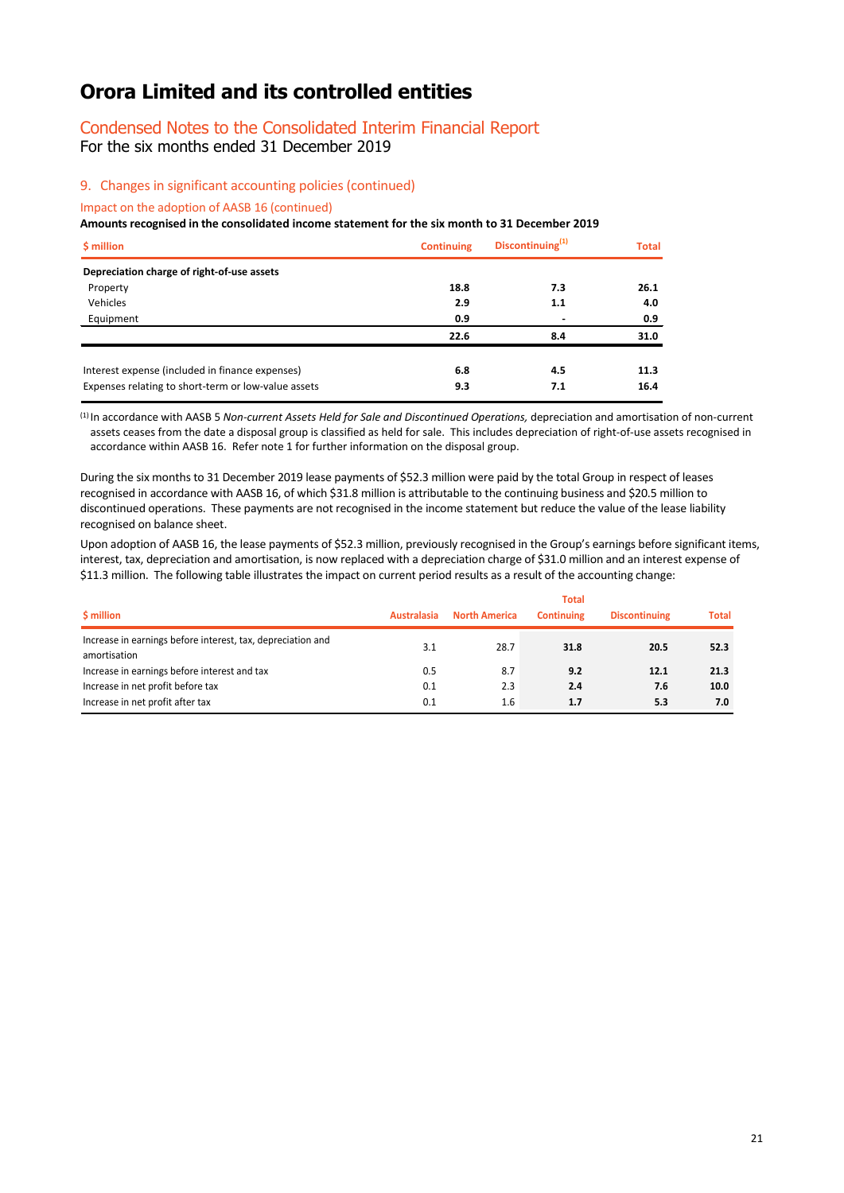# Orora Limited and its controlled entities

## Condensed Notes to the Consolidated Interim Financial Report
For the six months ended 31 December 2019

### 9. Changes in significant accounting policies (continued)

#### Impact on the adoption of AASB 16 (continued)

**Amounts recognised in the consolidated income statement for the six month to 31 December 2019**

| $ million | Continuing | Discontinuing[1] | Total |
|---|---|---|---|
| **Depreciation charge of right-of-use assets** | | | |
| Property | **18.8** | **7.3** | **26.1** |
| Vehicles | **2.9** | **1.1** | **4.0** |
| Equipment | **0.9** | **-** | **0.9** |
| | **22.6** | **8.4** | **31.0** |
| Interest expense (included in finance expenses) | **6.8** | **4.5** | **11.3** |
| Expenses relating to short-term or low-value assets | **9.3** | **7.1** | **16.4** |

[1] In accordance with AASB 5 *Non-current Assets Held for Sale and Discontinued Operations,* depreciation and amortisation of non-current assets ceases from the date a disposal group is classified as held for sale. This includes depreciation of right-of-use assets recognised in accordance within AASB 16. Refer note 1 for further information on the disposal group.

During the six months to 31 December 2019 lease payments of $52.3 million were paid by the total Group in respect of leases recognised in accordance with AASB 16, of which $31.8 million is attributable to the continuing business and $20.5 million to discontinued operations. These payments are not recognised in the income statement but reduce the value of the lease liability recognised on balance sheet.

Upon adoption of AASB 16, the lease payments of $52.3 million, previously recognised in the Group's earnings before significant items, interest, tax, depreciation and amortisation, is now replaced with a depreciation charge of $31.0 million and an interest expense of $11.3 million. The following table illustrates the impact on current period results as a result of the accounting change:

| $ million | Australasia | North America | Total Continuing | Discontinuing | Total |
|---|---|---|---|---|---|
| Increase in earnings before interest, tax, depreciation and amortisation | 3.1 | 28.7 | **31.8** | **20.5** | **52.3** |
| Increase in earnings before interest and tax | 0.5 | 8.7 | **9.2** | **12.1** | **21.3** |
| Increase in net profit before tax | 0.1 | 2.3 | **2.4** | **7.6** | **10.0** |
| Increase in net profit after tax | 0.1 | 1.6 | **1.7** | **5.3** | **7.0** |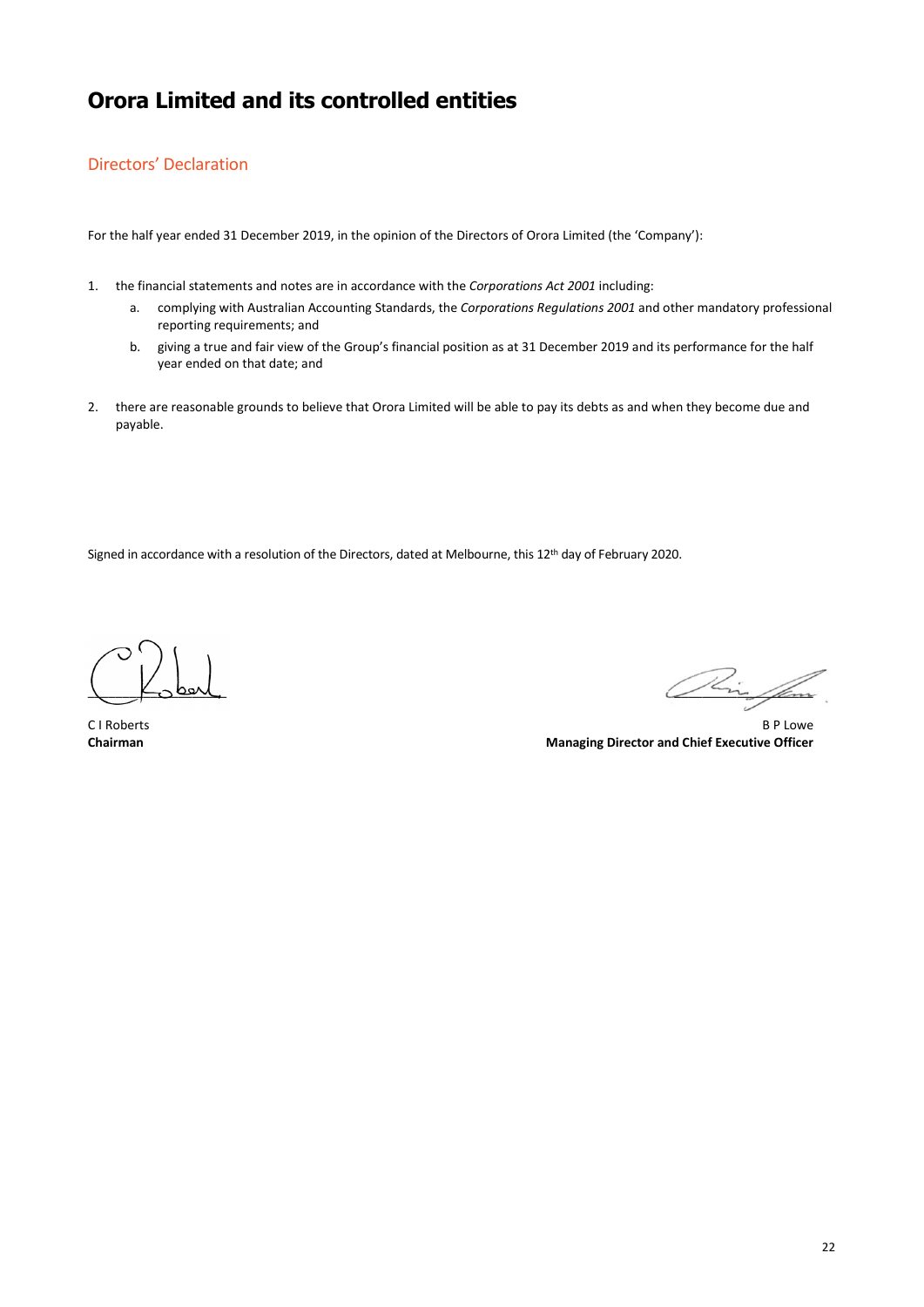# Orora Limited and its controlled entities

## Directors' Declaration

For the half year ended 31 December 2019, in the opinion of the Directors of Orora Limited (the 'Company'):

1. the financial statements and notes are in accordance with the *Corporations Act 2001* including:
    a. complying with Australian Accounting Standards, the *Corporations Regulations 2001* and other mandatory professional reporting requirements; and
    b. giving a true and fair view of the Group's financial position as at 31 December 2019 and its performance for the half year ended on that date; and

2. there are reasonable grounds to believe that Orora Limited will be able to pay its debts as and when they become due and payable.

Signed in accordance with a resolution of the Directors, dated at Melbourne, this 12th day of February 2020.

C I Roberts
**Chairman**

B P Lowe
**Managing Director and Chief Executive Officer**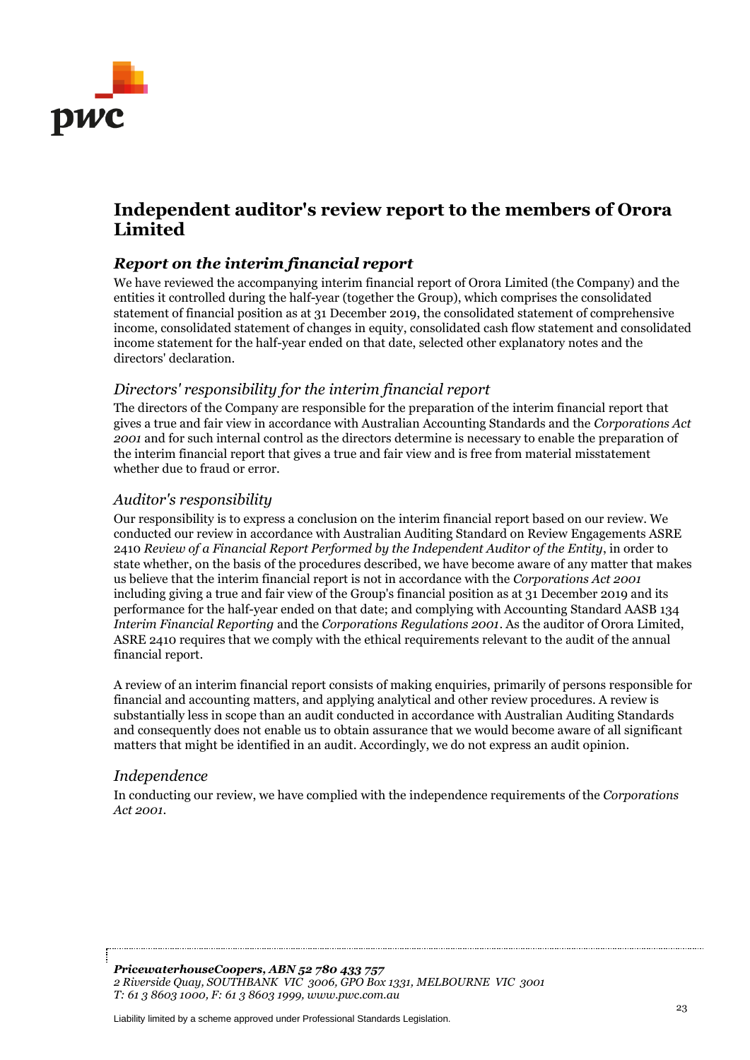# Independent auditor's review report to the members of Orora Limited

## *Report on the interim financial report*

We have reviewed the accompanying interim financial report of Orora Limited (the Company) and the entities it controlled during the half-year (together the Group), which comprises the consolidated statement of financial position as at 31 December 2019, the consolidated statement of comprehensive income, consolidated statement of changes in equity, consolidated cash flow statement and consolidated income statement for the half-year ended on that date, selected other explanatory notes and the directors' declaration.

### *Directors' responsibility for the interim financial report*

The directors of the Company are responsible for the preparation of the interim financial report that gives a true and fair view in accordance with Australian Accounting Standards and the *Corporations Act 2001* and for such internal control as the directors determine is necessary to enable the preparation of the interim financial report that gives a true and fair view and is free from material misstatement whether due to fraud or error.

### *Auditor's responsibility*

Our responsibility is to express a conclusion on the interim financial report based on our review. We conducted our review in accordance with Australian Auditing Standard on Review Engagements ASRE 2410 *Review of a Financial Report Performed by the Independent Auditor of the Entity*, in order to state whether, on the basis of the procedures described, we have become aware of any matter that makes us believe that the interim financial report is not in accordance with the *Corporations Act 2001* including giving a true and fair view of the Group's financial position as at 31 December 2019 and its performance for the half-year ended on that date; and complying with Accounting Standard AASB 134 *Interim Financial Reporting* and the *Corporations Regulations 2001*. As the auditor of Orora Limited, ASRE 2410 requires that we comply with the ethical requirements relevant to the audit of the annual financial report.

A review of an interim financial report consists of making enquiries, primarily of persons responsible for financial and accounting matters, and applying analytical and other review procedures. A review is substantially less in scope than an audit conducted in accordance with Australian Auditing Standards and consequently does not enable us to obtain assurance that we would become aware of all significant matters that might be identified in an audit. Accordingly, we do not express an audit opinion.

### *Independence*

In conducting our review, we have complied with the independence requirements of the *Corporations Act 2001*.

***PricewaterhouseCoopers, ABN 52 780 433 757***
*2 Riverside Quay, SOUTHBANK VIC 3006, GPO Box 1331, MELBOURNE VIC 3001*
*T: 61 3 8603 1000, F: 61 3 8603 1999, www.pwc.com.au*

Liability limited by a scheme approved under Professional Standards Legislation.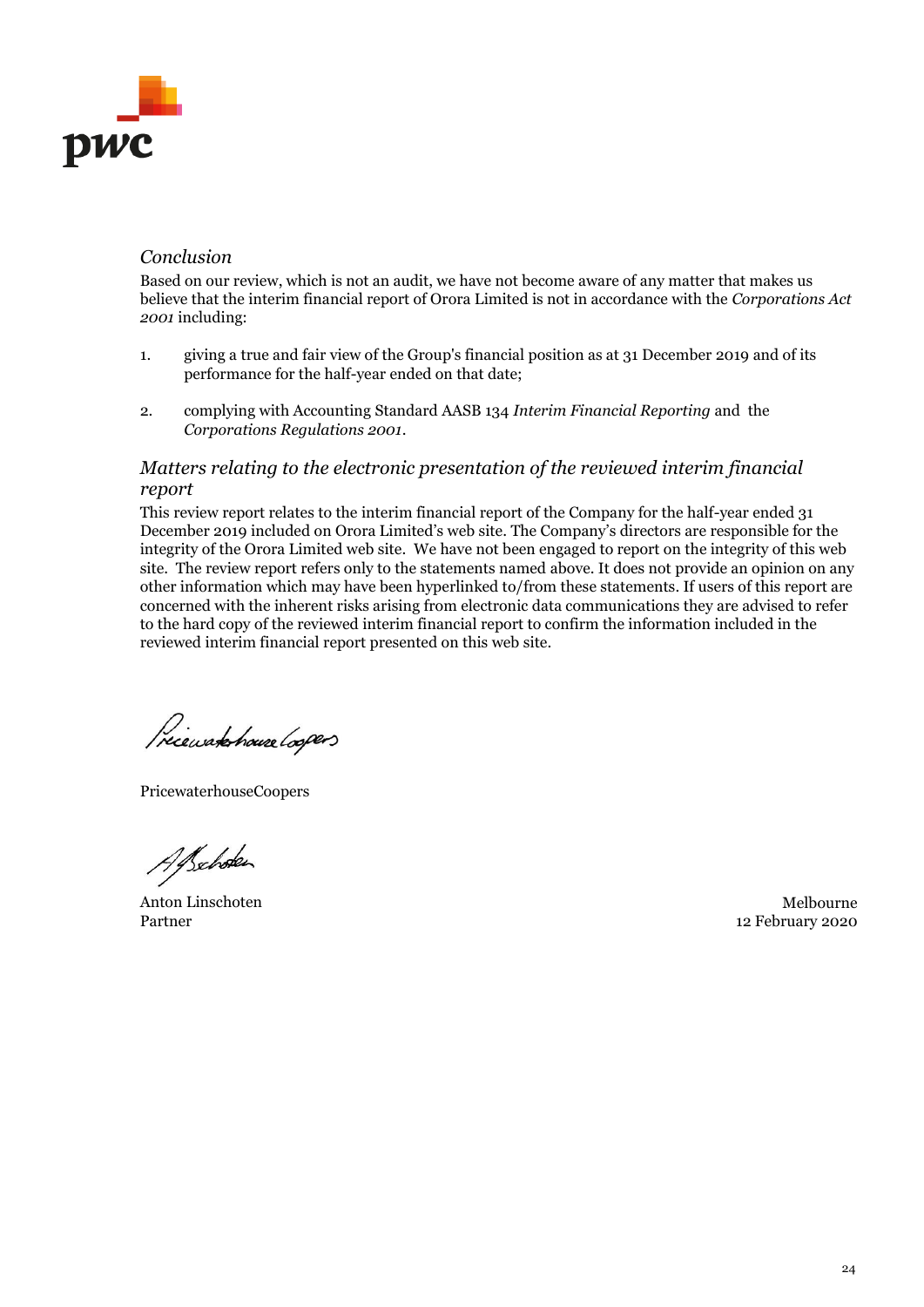### *Conclusion*

Based on our review, which is not an audit, we have not become aware of any matter that makes us believe that the interim financial report of Orora Limited is not in accordance with the *Corporations Act 2001* including:

1. giving a true and fair view of the Group's financial position as at 31 December 2019 and of its performance for the half-year ended on that date;
2. complying with Accounting Standard AASB 134 *Interim Financial Reporting* and the *Corporations Regulations 2001*.

### *Matters relating to the electronic presentation of the reviewed interim financial report*

This review report relates to the interim financial report of the Company for the half-year ended 31 December 2019 included on Orora Limited's web site. The Company's directors are responsible for the integrity of the Orora Limited web site. We have not been engaged to report on the integrity of this web site. The review report refers only to the statements named above. It does not provide an opinion on any other information which may have been hyperlinked to/from these statements. If users of this report are concerned with the inherent risks arising from electronic data communications they are advised to refer to the hard copy of the reviewed interim financial report to confirm the information included in the reviewed interim financial report presented on this web site.

PricewaterhouseCoopers

Anton Linschoten
Partner

Melbourne
12 February 2020